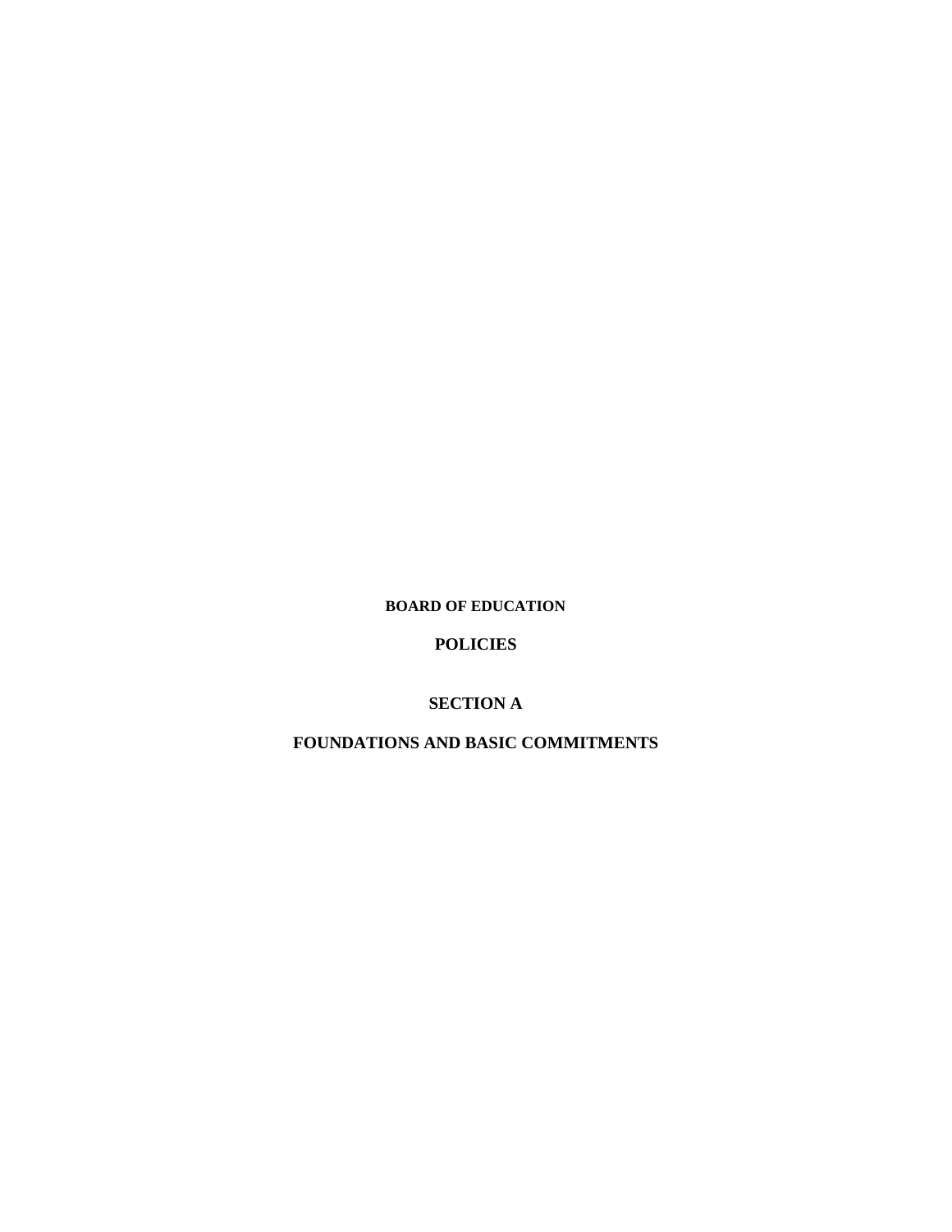**BOARD OF EDUCATION**

# POLICIES

## SECTION A

## FOUNDATIONS AND BASIC COMMITMENTS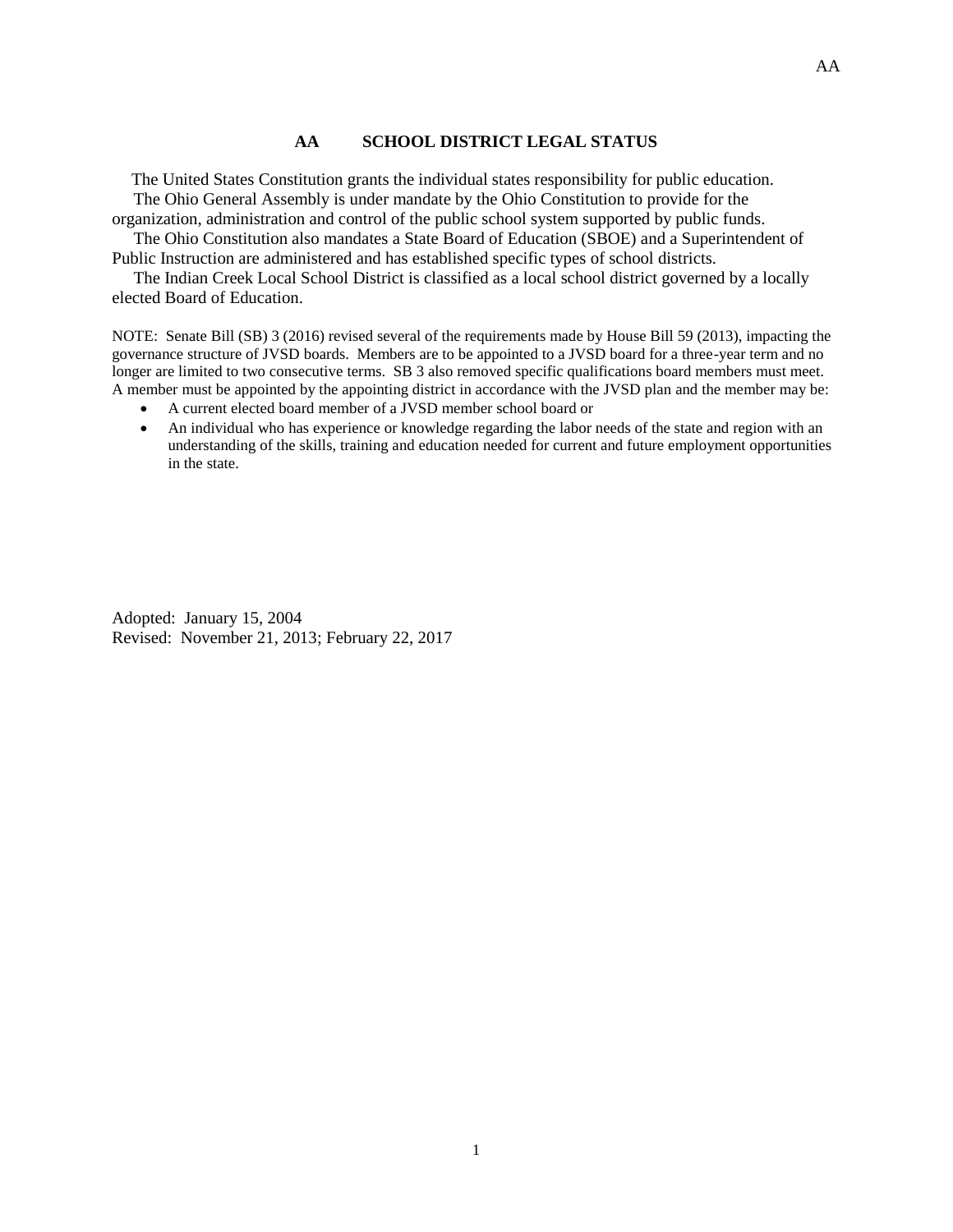# AA SCHOOL DISTRICT LEGAL STATUS

The United States Constitution grants the individual states responsibility for public education.

The Ohio General Assembly is under mandate by the Ohio Constitution to provide for the organization, administration and control of the public school system supported by public funds.

The Ohio Constitution also mandates a State Board of Education (SBOE) and a Superintendent of Public Instruction are administered and has established specific types of school districts.

The Indian Creek Local School District is classified as a local school district governed by a locally elected Board of Education.

NOTE: Senate Bill (SB) 3 (2016) revised several of the requirements made by House Bill 59 (2013), impacting the governance structure of JVSD boards. Members are to be appointed to a JVSD board for a three-year term and no longer are limited to two consecutive terms. SB 3 also removed specific qualifications board members must meet. A member must be appointed by the appointing district in accordance with the JVSD plan and the member may be:

- A current elected board member of a JVSD member school board or
- An individual who has experience or knowledge regarding the labor needs of the state and region with an understanding of the skills, training and education needed for current and future employment opportunities in the state.

Adopted: January 15, 2004
Revised: November 21, 2013; February 22, 2017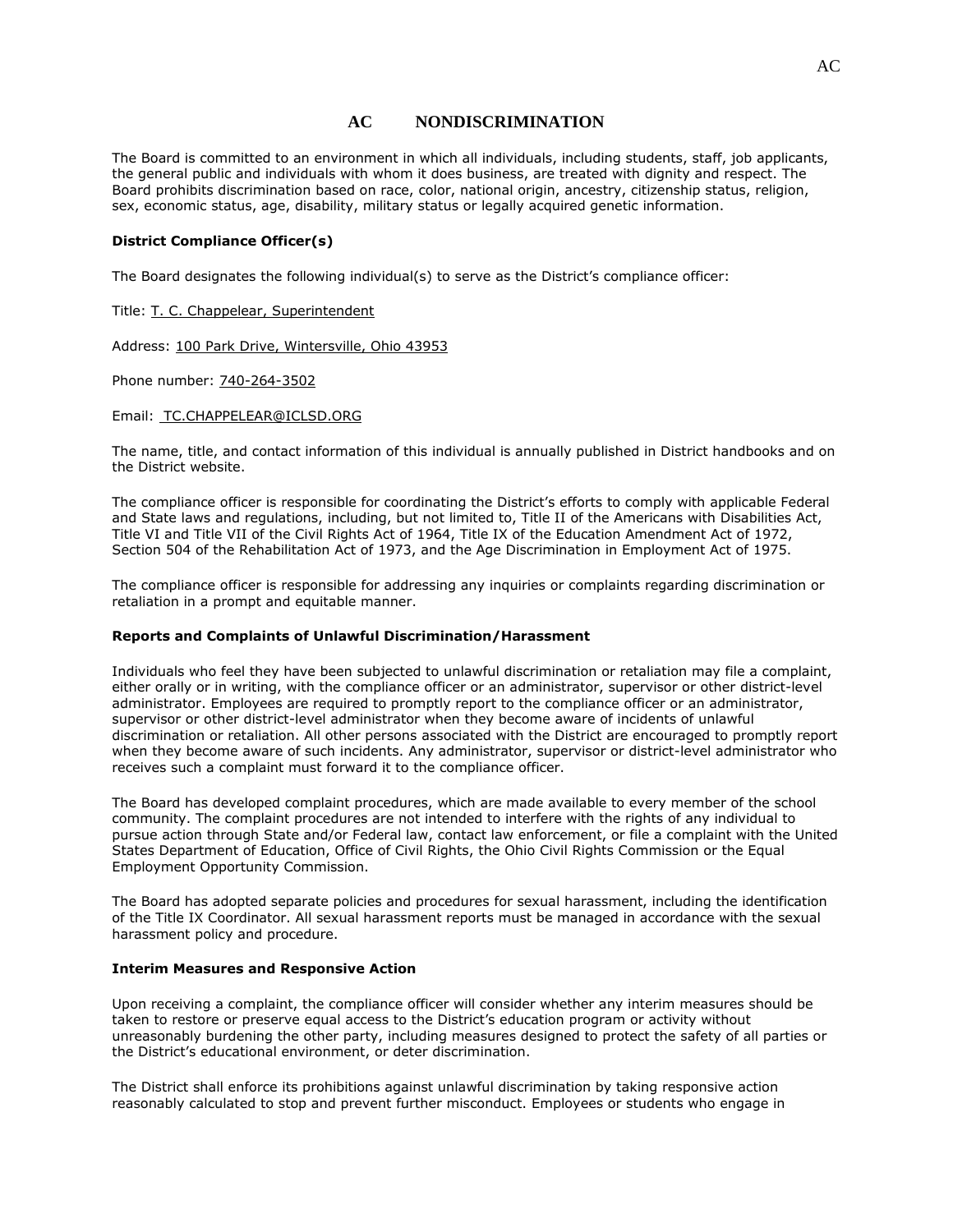# AC NONDISCRIMINATION

The Board is committed to an environment in which all individuals, including students, staff, job applicants, the general public and individuals with whom it does business, are treated with dignity and respect. The Board prohibits discrimination based on race, color, national origin, ancestry, citizenship status, religion, sex, economic status, age, disability, military status or legally acquired genetic information.

**District Compliance Officer(s)**

The Board designates the following individual(s) to serve as the District's compliance officer:

Title: T. C. Chappelear, Superintendent

Address: 100 Park Drive, Wintersville, Ohio 43953

Phone number: 740-264-3502

Email: TC.CHAPPELEAR@ICLSD.ORG

The name, title, and contact information of this individual is annually published in District handbooks and on the District website.

The compliance officer is responsible for coordinating the District's efforts to comply with applicable Federal and State laws and regulations, including, but not limited to, Title II of the Americans with Disabilities Act, Title VI and Title VII of the Civil Rights Act of 1964, Title IX of the Education Amendment Act of 1972, Section 504 of the Rehabilitation Act of 1973, and the Age Discrimination in Employment Act of 1975.

The compliance officer is responsible for addressing any inquiries or complaints regarding discrimination or retaliation in a prompt and equitable manner.

**Reports and Complaints of Unlawful Discrimination/Harassment**

Individuals who feel they have been subjected to unlawful discrimination or retaliation may file a complaint, either orally or in writing, with the compliance officer or an administrator, supervisor or other district-level administrator. Employees are required to promptly report to the compliance officer or an administrator, supervisor or other district-level administrator when they become aware of incidents of unlawful discrimination or retaliation. All other persons associated with the District are encouraged to promptly report when they become aware of such incidents. Any administrator, supervisor or district-level administrator who receives such a complaint must forward it to the compliance officer.

The Board has developed complaint procedures, which are made available to every member of the school community. The complaint procedures are not intended to interfere with the rights of any individual to pursue action through State and/or Federal law, contact law enforcement, or file a complaint with the United States Department of Education, Office of Civil Rights, the Ohio Civil Rights Commission or the Equal Employment Opportunity Commission.

The Board has adopted separate policies and procedures for sexual harassment, including the identification of the Title IX Coordinator. All sexual harassment reports must be managed in accordance with the sexual harassment policy and procedure.

**Interim Measures and Responsive Action**

Upon receiving a complaint, the compliance officer will consider whether any interim measures should be taken to restore or preserve equal access to the District's education program or activity without unreasonably burdening the other party, including measures designed to protect the safety of all parties or the District's educational environment, or deter discrimination.

The District shall enforce its prohibitions against unlawful discrimination by taking responsive action reasonably calculated to stop and prevent further misconduct. Employees or students who engage in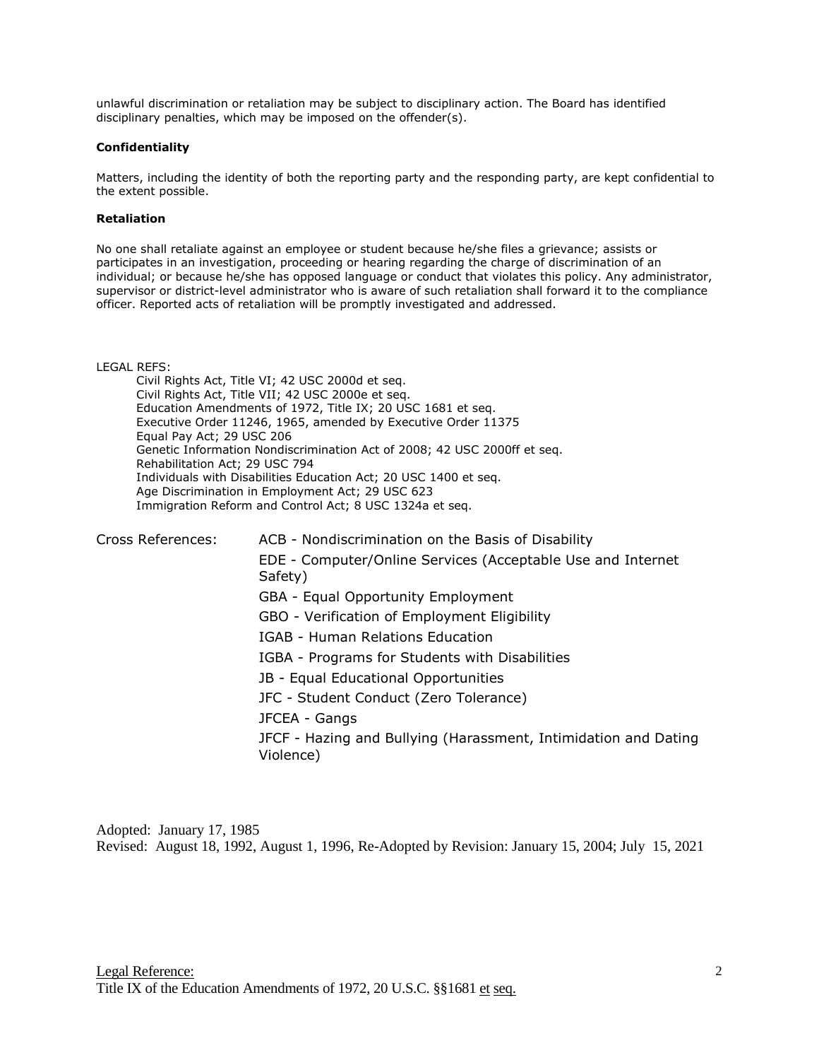unlawful discrimination or retaliation may be subject to disciplinary action. The Board has identified disciplinary penalties, which may be imposed on the offender(s).

**Confidentiality**

Matters, including the identity of both the reporting party and the responding party, are kept confidential to the extent possible.

**Retaliation**

No one shall retaliate against an employee or student because he/she files a grievance; assists or participates in an investigation, proceeding or hearing regarding the charge of discrimination of an individual; or because he/she has opposed language or conduct that violates this policy. Any administrator, supervisor or district-level administrator who is aware of such retaliation shall forward it to the compliance officer. Reported acts of retaliation will be promptly investigated and addressed.

LEGAL REFS:

- Civil Rights Act, Title VI; 42 USC 2000d et seq.
- Civil Rights Act, Title VII; 42 USC 2000e et seq.
- Education Amendments of 1972, Title IX; 20 USC 1681 et seq.
- Executive Order 11246, 1965, amended by Executive Order 11375
- Equal Pay Act; 29 USC 206
- Genetic Information Nondiscrimination Act of 2008; 42 USC 2000ff et seq.
- Rehabilitation Act; 29 USC 794
- Individuals with Disabilities Education Act; 20 USC 1400 et seq.
- Age Discrimination in Employment Act; 29 USC 623
- Immigration Reform and Control Act; 8 USC 1324a et seq.

Cross References:

- ACB - Nondiscrimination on the Basis of Disability
- EDE - Computer/Online Services (Acceptable Use and Internet Safety)
- GBA - Equal Opportunity Employment
- GBO - Verification of Employment Eligibility
- IGAB - Human Relations Education
- IGBA - Programs for Students with Disabilities
- JB - Equal Educational Opportunities
- JFC - Student Conduct (Zero Tolerance)
- JFCEA - Gangs
- JFCF - Hazing and Bullying (Harassment, Intimidation and Dating Violence)

Adopted: January 17, 1985
Revised: August 18, 1992, August 1, 1996, Re-Adopted by Revision: January 15, 2004; July 15, 2021

Legal Reference:
Title IX of the Education Amendments of 1972, 20 U.S.C. §§1681 et seq.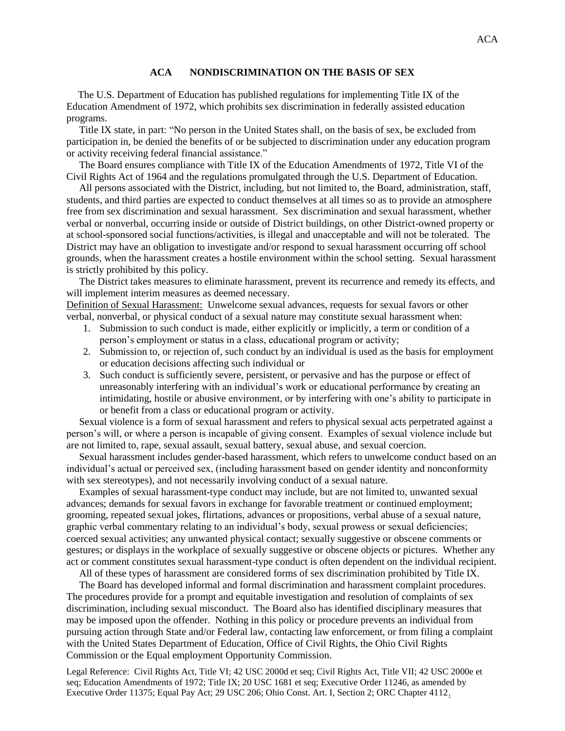## ACA NONDISCRIMINATION ON THE BASIS OF SEX

The U.S. Department of Education has published regulations for implementing Title IX of the Education Amendment of 1972, which prohibits sex discrimination in federally assisted education programs.

Title IX state, in part: "No person in the United States shall, on the basis of sex, be excluded from participation in, be denied the benefits of or be subjected to discrimination under any education program or activity receiving federal financial assistance."

The Board ensures compliance with Title IX of the Education Amendments of 1972, Title VI of the Civil Rights Act of 1964 and the regulations promulgated through the U.S. Department of Education.

All persons associated with the District, including, but not limited to, the Board, administration, staff, students, and third parties are expected to conduct themselves at all times so as to provide an atmosphere free from sex discrimination and sexual harassment. Sex discrimination and sexual harassment, whether verbal or nonverbal, occurring inside or outside of District buildings, on other District-owned property or at school-sponsored social functions/activities, is illegal and unacceptable and will not be tolerated. The District may have an obligation to investigate and/or respond to sexual harassment occurring off school grounds, when the harassment creates a hostile environment within the school setting. Sexual harassment is strictly prohibited by this policy.

The District takes measures to eliminate harassment, prevent its recurrence and remedy its effects, and will implement interim measures as deemed necessary.

Definition of Sexual Harassment: Unwelcome sexual advances, requests for sexual favors or other verbal, nonverbal, or physical conduct of a sexual nature may constitute sexual harassment when:

1. Submission to such conduct is made, either explicitly or implicitly, a term or condition of a person's employment or status in a class, educational program or activity;
2. Submission to, or rejection of, such conduct by an individual is used as the basis for employment or education decisions affecting such individual or
3. Such conduct is sufficiently severe, persistent, or pervasive and has the purpose or effect of unreasonably interfering with an individual's work or educational performance by creating an intimidating, hostile or abusive environment, or by interfering with one's ability to participate in or benefit from a class or educational program or activity.

Sexual violence is a form of sexual harassment and refers to physical sexual acts perpetrated against a person's will, or where a person is incapable of giving consent. Examples of sexual violence include but are not limited to, rape, sexual assault, sexual battery, sexual abuse, and sexual coercion.

Sexual harassment includes gender-based harassment, which refers to unwelcome conduct based on an individual's actual or perceived sex, (including harassment based on gender identity and nonconformity with sex stereotypes), and not necessarily involving conduct of a sexual nature.

Examples of sexual harassment-type conduct may include, but are not limited to, unwanted sexual advances; demands for sexual favors in exchange for favorable treatment or continued employment; grooming, repeated sexual jokes, flirtations, advances or propositions, verbal abuse of a sexual nature, graphic verbal commentary relating to an individual's body, sexual prowess or sexual deficiencies; coerced sexual activities; any unwanted physical contact; sexually suggestive or obscene comments or gestures; or displays in the workplace of sexually suggestive or obscene objects or pictures. Whether any act or comment constitutes sexual harassment-type conduct is often dependent on the individual recipient.

All of these types of harassment are considered forms of sex discrimination prohibited by Title IX.

The Board has developed informal and formal discrimination and harassment complaint procedures. The procedures provide for a prompt and equitable investigation and resolution of complaints of sex discrimination, including sexual misconduct. The Board also has identified disciplinary measures that may be imposed upon the offender. Nothing in this policy or procedure prevents an individual from pursuing action through State and/or Federal law, contacting law enforcement, or from filing a complaint with the United States Department of Education, Office of Civil Rights, the Ohio Civil Rights Commission or the Equal employment Opportunity Commission.

Legal Reference: Civil Rights Act, Title VI; 42 USC 2000d et seq; Civil Rights Act, Title VII; 42 USC 2000e et seq; Education Amendments of 1972; Title IX; 20 USC 1681 et seq; Executive Order 11246, as amended by Executive Order 11375; Equal Pay Act; 29 USC 206; Ohio Const. Art. I, Section 2; ORC Chapter 4112.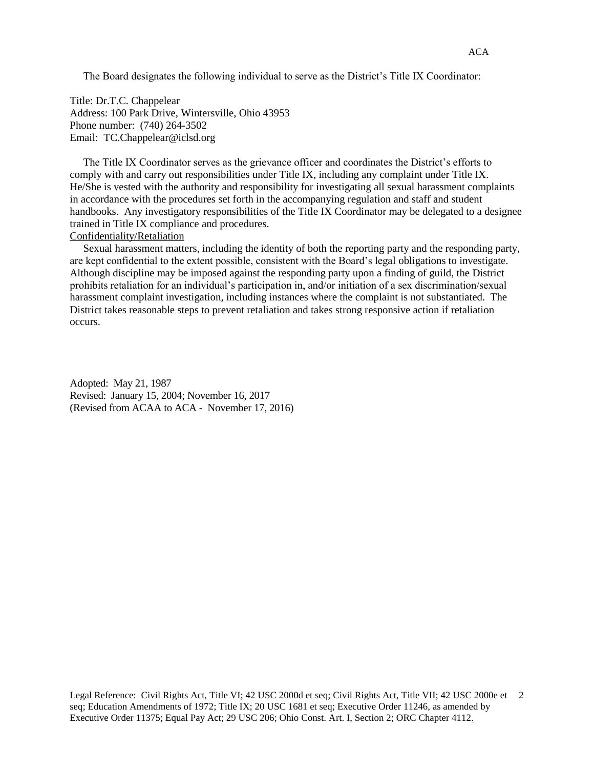The Board designates the following individual to serve as the District's Title IX Coordinator:

Title: Dr.T.C. Chappelear
Address: 100 Park Drive, Wintersville, Ohio 43953
Phone number: (740) 264-3502
Email: TC.Chappelear@iclsd.org

The Title IX Coordinator serves as the grievance officer and coordinates the District's efforts to comply with and carry out responsibilities under Title IX, including any complaint under Title IX. He/She is vested with the authority and responsibility for investigating all sexual harassment complaints in accordance with the procedures set forth in the accompanying regulation and staff and student handbooks. Any investigatory responsibilities of the Title IX Coordinator may be delegated to a designee trained in Title IX compliance and procedures.

Confidentiality/Retaliation

Sexual harassment matters, including the identity of both the reporting party and the responding party, are kept confidential to the extent possible, consistent with the Board's legal obligations to investigate. Although discipline may be imposed against the responding party upon a finding of guild, the District prohibits retaliation for an individual's participation in, and/or initiation of a sex discrimination/sexual harassment complaint investigation, including instances where the complaint is not substantiated. The District takes reasonable steps to prevent retaliation and takes strong responsive action if retaliation occurs.

Adopted: May 21, 1987
Revised: January 15, 2004; November 16, 2017
(Revised from ACAA to ACA - November 17, 2016)

Legal Reference: Civil Rights Act, Title VI; 42 USC 2000d et seq; Civil Rights Act, Title VII; 42 USC 2000e et seq; Education Amendments of 1972; Title IX; 20 USC 1681 et seq; Executive Order 11246, as amended by Executive Order 11375; Equal Pay Act; 29 USC 206; Ohio Const. Art. I, Section 2; ORC Chapter 4112.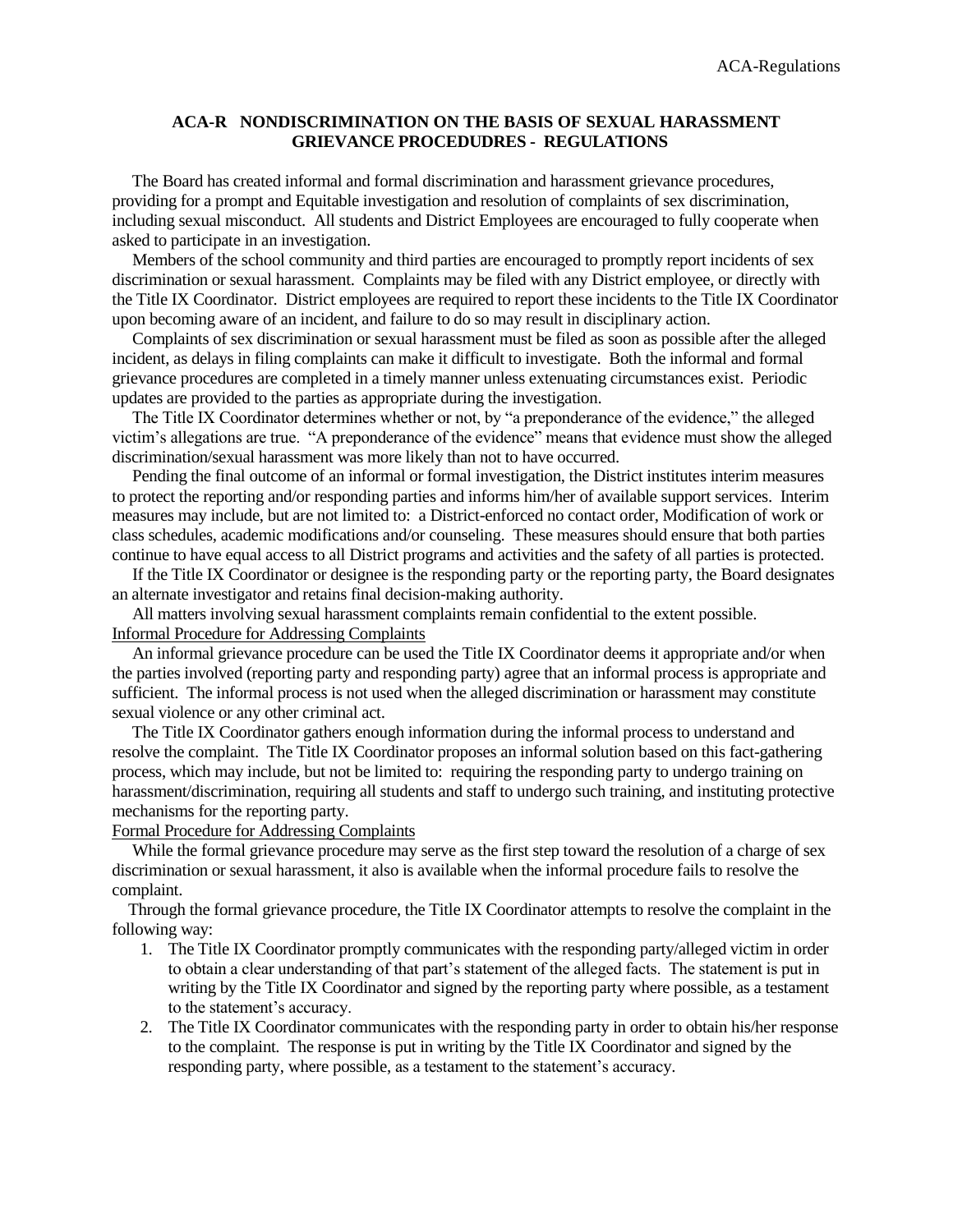## ACA-R NONDISCRIMINATION ON THE BASIS OF SEXUAL HARASSMENT GRIEVANCE PROCEDUDRES - REGULATIONS

The Board has created informal and formal discrimination and harassment grievance procedures, providing for a prompt and Equitable investigation and resolution of complaints of sex discrimination, including sexual misconduct. All students and District Employees are encouraged to fully cooperate when asked to participate in an investigation.

Members of the school community and third parties are encouraged to promptly report incidents of sex discrimination or sexual harassment. Complaints may be filed with any District employee, or directly with the Title IX Coordinator. District employees are required to report these incidents to the Title IX Coordinator upon becoming aware of an incident, and failure to do so may result in disciplinary action.

Complaints of sex discrimination or sexual harassment must be filed as soon as possible after the alleged incident, as delays in filing complaints can make it difficult to investigate. Both the informal and formal grievance procedures are completed in a timely manner unless extenuating circumstances exist. Periodic updates are provided to the parties as appropriate during the investigation.

The Title IX Coordinator determines whether or not, by "a preponderance of the evidence," the alleged victim's allegations are true. "A preponderance of the evidence" means that evidence must show the alleged discrimination/sexual harassment was more likely than not to have occurred.

Pending the final outcome of an informal or formal investigation, the District institutes interim measures to protect the reporting and/or responding parties and informs him/her of available support services. Interim measures may include, but are not limited to: a District-enforced no contact order, Modification of work or class schedules, academic modifications and/or counseling. These measures should ensure that both parties continue to have equal access to all District programs and activities and the safety of all parties is protected.

If the Title IX Coordinator or designee is the responding party or the reporting party, the Board designates an alternate investigator and retains final decision-making authority.

All matters involving sexual harassment complaints remain confidential to the extent possible.

Informal Procedure for Addressing Complaints

An informal grievance procedure can be used the Title IX Coordinator deems it appropriate and/or when the parties involved (reporting party and responding party) agree that an informal process is appropriate and sufficient. The informal process is not used when the alleged discrimination or harassment may constitute sexual violence or any other criminal act.

The Title IX Coordinator gathers enough information during the informal process to understand and resolve the complaint. The Title IX Coordinator proposes an informal solution based on this fact-gathering process, which may include, but not be limited to: requiring the responding party to undergo training on harassment/discrimination, requiring all students and staff to undergo such training, and instituting protective mechanisms for the reporting party.

Formal Procedure for Addressing Complaints

While the formal grievance procedure may serve as the first step toward the resolution of a charge of sex discrimination or sexual harassment, it also is available when the informal procedure fails to resolve the complaint.

Through the formal grievance procedure, the Title IX Coordinator attempts to resolve the complaint in the following way:

1. The Title IX Coordinator promptly communicates with the responding party/alleged victim in order to obtain a clear understanding of that part's statement of the alleged facts. The statement is put in writing by the Title IX Coordinator and signed by the reporting party where possible, as a testament to the statement's accuracy.
2. The Title IX Coordinator communicates with the responding party in order to obtain his/her response to the complaint. The response is put in writing by the Title IX Coordinator and signed by the responding party, where possible, as a testament to the statement's accuracy.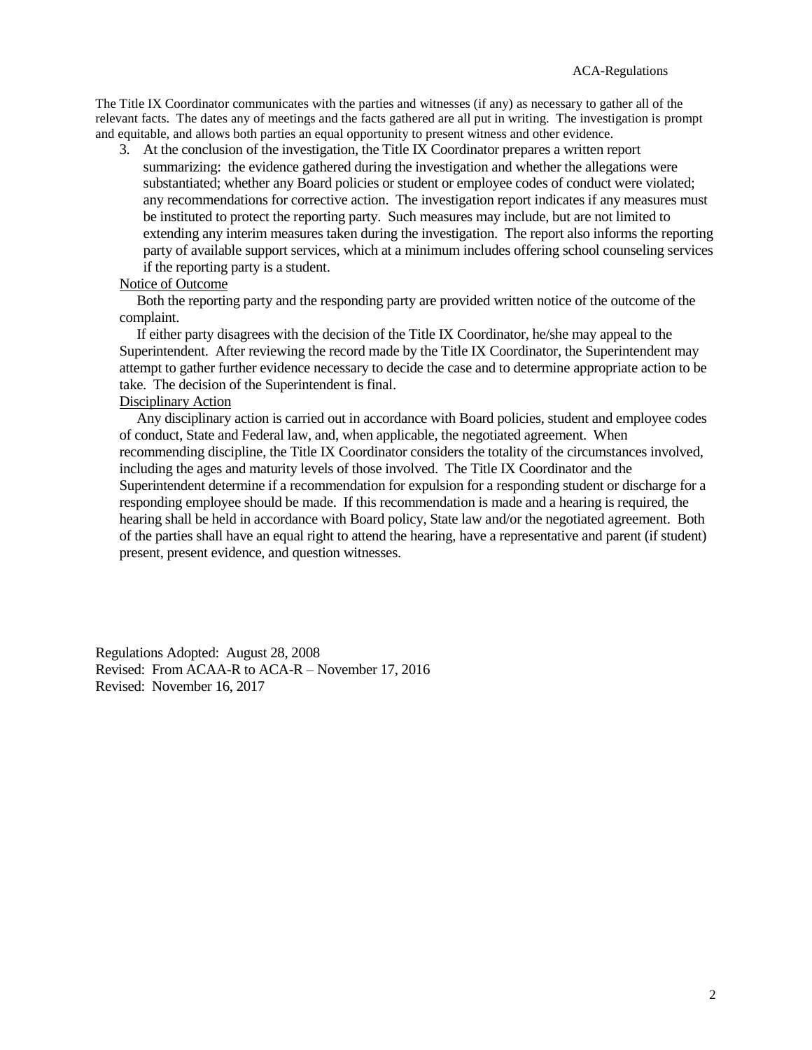The Title IX Coordinator communicates with the parties and witnesses (if any) as necessary to gather all of the relevant facts. The dates any of meetings and the facts gathered are all put in writing. The investigation is prompt and equitable, and allows both parties an equal opportunity to present witness and other evidence.

3. At the conclusion of the investigation, the Title IX Coordinator prepares a written report summarizing: the evidence gathered during the investigation and whether the allegations were substantiated; whether any Board policies or student or employee codes of conduct were violated; any recommendations for corrective action. The investigation report indicates if any measures must be instituted to protect the reporting party. Such measures may include, but are not limited to extending any interim measures taken during the investigation. The report also informs the reporting party of available support services, which at a minimum includes offering school counseling services if the reporting party is a student.

<u>Notice of Outcome</u>

Both the reporting party and the responding party are provided written notice of the outcome of the complaint.

If either party disagrees with the decision of the Title IX Coordinator, he/she may appeal to the Superintendent. After reviewing the record made by the Title IX Coordinator, the Superintendent may attempt to gather further evidence necessary to decide the case and to determine appropriate action to be take. The decision of the Superintendent is final.

<u>Disciplinary Action</u>

Any disciplinary action is carried out in accordance with Board policies, student and employee codes of conduct, State and Federal law, and, when applicable, the negotiated agreement. When recommending discipline, the Title IX Coordinator considers the totality of the circumstances involved, including the ages and maturity levels of those involved. The Title IX Coordinator and the Superintendent determine if a recommendation for expulsion for a responding student or discharge for a responding employee should be made. If this recommendation is made and a hearing is required, the hearing shall be held in accordance with Board policy, State law and/or the negotiated agreement. Both of the parties shall have an equal right to attend the hearing, have a representative and parent (if student) present, present evidence, and question witnesses.

Regulations Adopted: August 28, 2008
Revised: From ACAA-R to ACA-R – November 17, 2016
Revised: November 16, 2017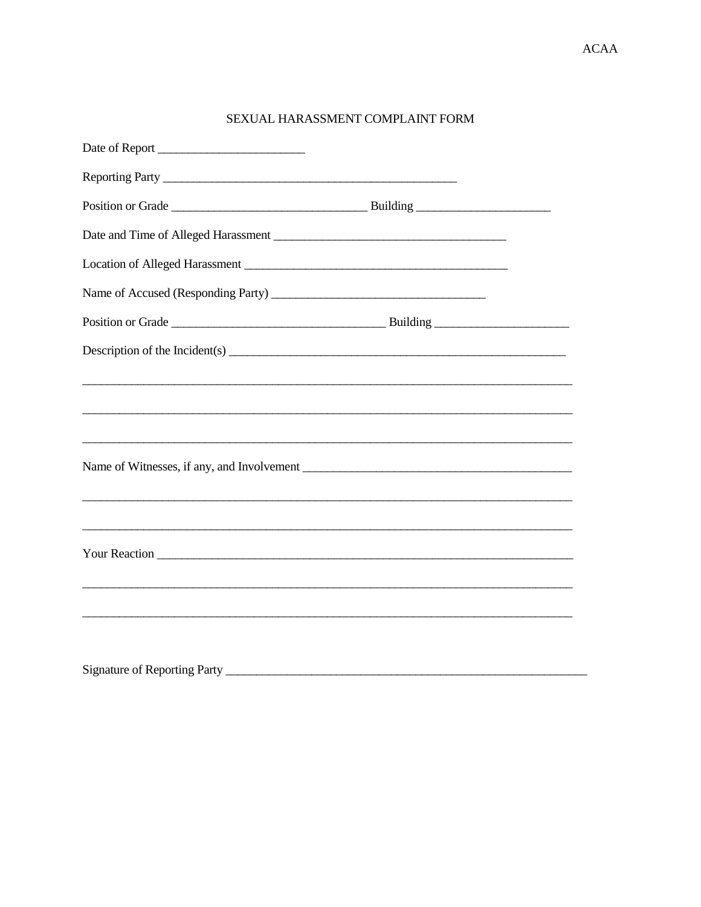# SEXUAL HARASSMENT COMPLAINT FORM

Date of Report ________________________

Reporting Party ________________________________________________

Position or Grade ________________________________ Building ______________________

Date and Time of Alleged Harassment ______________________________________

Location of Alleged Harassment ___________________________________________

Name of Accused (Responding Party) __________________________________

Position or Grade ___________________________________ Building ______________________

Description of the Incident(s) ___________________________________________________

_________________________________________________________________________________

_________________________________________________________________________________

_________________________________________________________________________________

Name of Witnesses, if any, and Involvement _____________________________________________

_________________________________________________________________________________

_________________________________________________________________________________

Your Reaction ______________________________________________________________________

_________________________________________________________________________________

_________________________________________________________________________________

Signature of Reporting Party ____________________________________________________________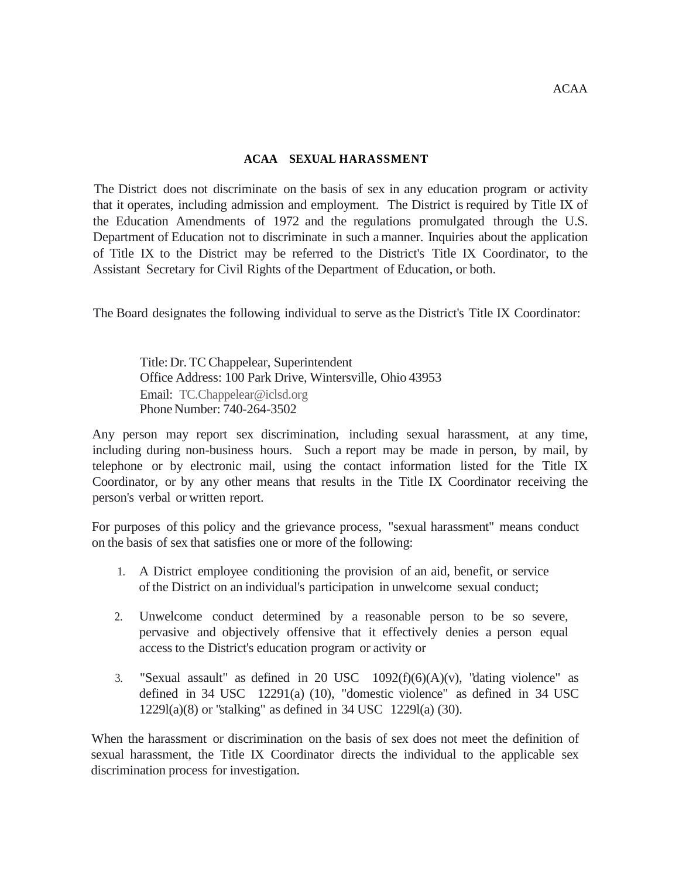## ACAA SEXUAL HARASSMENT

The District does not discriminate on the basis of sex in any education program or activity that it operates, including admission and employment. The District is required by Title IX of the Education Amendments of 1972 and the regulations promulgated through the U.S. Department of Education not to discriminate in such a manner. Inquiries about the application of Title IX to the District may be referred to the District's Title IX Coordinator, to the Assistant Secretary for Civil Rights of the Department of Education, or both.

The Board designates the following individual to serve as the District's Title IX Coordinator:

Title: Dr. TC Chappelear, Superintendent
Office Address: 100 Park Drive, Wintersville, Ohio 43953
Email: TC.Chappelear@iclsd.org
Phone Number: 740-264-3502

Any person may report sex discrimination, including sexual harassment, at any time, including during non-business hours. Such a report may be made in person, by mail, by telephone or by electronic mail, using the contact information listed for the Title IX Coordinator, or by any other means that results in the Title IX Coordinator receiving the person's verbal or written report.

For purposes of this policy and the grievance process, "sexual harassment" means conduct on the basis of sex that satisfies one or more of the following:

1. A District employee conditioning the provision of an aid, benefit, or service of the District on an individual's participation in unwelcome sexual conduct;

2. Unwelcome conduct determined by a reasonable person to be so severe, pervasive and objectively offensive that it effectively denies a person equal access to the District's education program or activity or

3. "Sexual assault" as defined in 20 USC 1092(f)(6)(A)(v), "dating violence" as defined in 34 USC 12291(a) (10), "domestic violence" as defined in 34 USC 1229l(a)(8) or "stalking" as defined in 34 USC 1229l(a) (30).

When the harassment or discrimination on the basis of sex does not meet the definition of sexual harassment, the Title IX Coordinator directs the individual to the applicable sex discrimination process for investigation.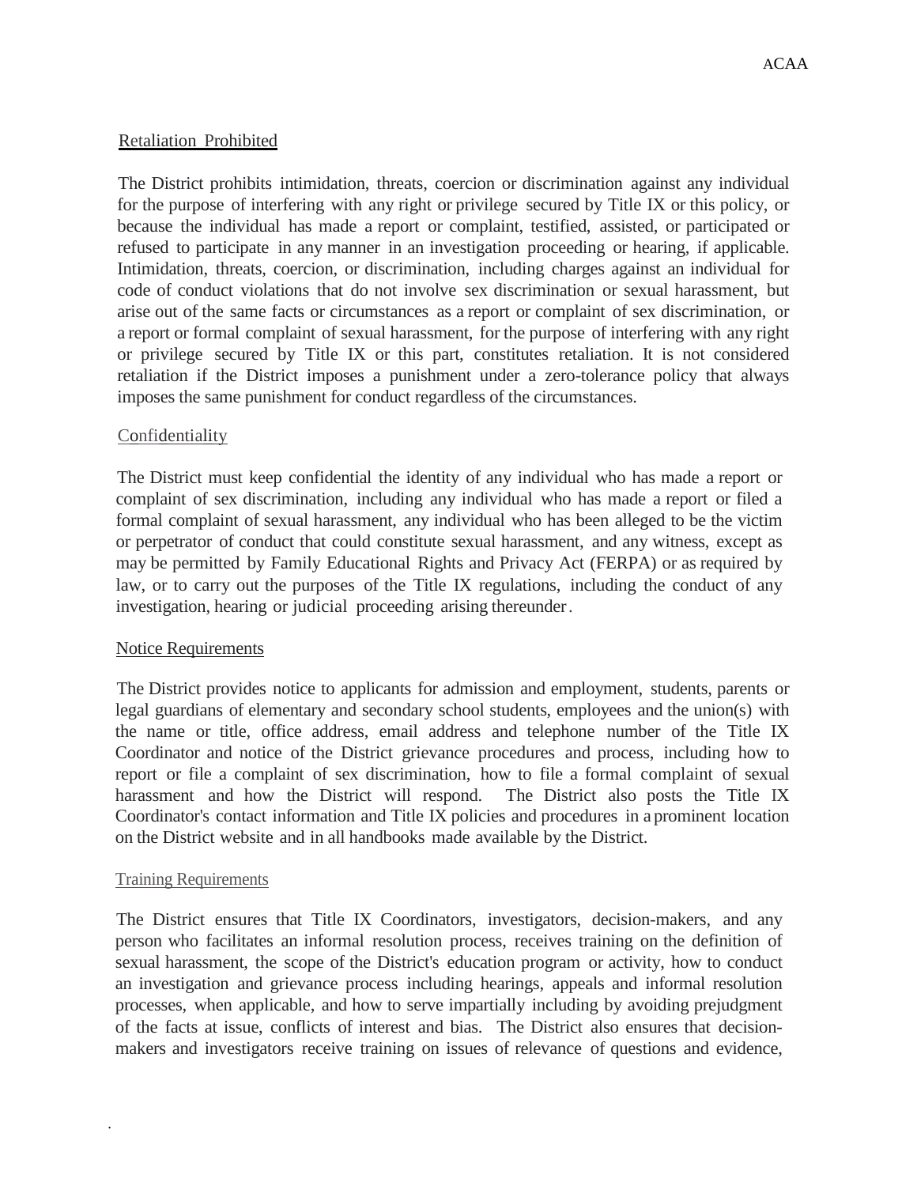## Retaliation Prohibited

The District prohibits intimidation, threats, coercion or discrimination against any individual for the purpose of interfering with any right or privilege secured by Title IX or this policy, or because the individual has made a report or complaint, testified, assisted, or participated or refused to participate in any manner in an investigation proceeding or hearing, if applicable. Intimidation, threats, coercion, or discrimination, including charges against an individual for code of conduct violations that do not involve sex discrimination or sexual harassment, but arise out of the same facts or circumstances as a report or complaint of sex discrimination, or a report or formal complaint of sexual harassment, for the purpose of interfering with any right or privilege secured by Title IX or this part, constitutes retaliation. It is not considered retaliation if the District imposes a punishment under a zero-tolerance policy that always imposes the same punishment for conduct regardless of the circumstances.

## Confidentiality

The District must keep confidential the identity of any individual who has made a report or complaint of sex discrimination, including any individual who has made a report or filed a formal complaint of sexual harassment, any individual who has been alleged to be the victim or perpetrator of conduct that could constitute sexual harassment, and any witness, except as may be permitted by Family Educational Rights and Privacy Act (FERPA) or as required by law, or to carry out the purposes of the Title IX regulations, including the conduct of any investigation, hearing or judicial proceeding arising thereunder.

## Notice Requirements

The District provides notice to applicants for admission and employment, students, parents or legal guardians of elementary and secondary school students, employees and the union(s) with the name or title, office address, email address and telephone number of the Title IX Coordinator and notice of the District grievance procedures and process, including how to report or file a complaint of sex discrimination, how to file a formal complaint of sexual harassment and how the District will respond. The District also posts the Title IX Coordinator's contact information and Title IX policies and procedures in a prominent location on the District website and in all handbooks made available by the District.

## Training Requirements

The District ensures that Title IX Coordinators, investigators, decision-makers, and any person who facilitates an informal resolution process, receives training on the definition of sexual harassment, the scope of the District's education program or activity, how to conduct an investigation and grievance process including hearings, appeals and informal resolution processes, when applicable, and how to serve impartially including by avoiding prejudgment of the facts at issue, conflicts of interest and bias. The District also ensures that decision-makers and investigators receive training on issues of relevance of questions and evidence,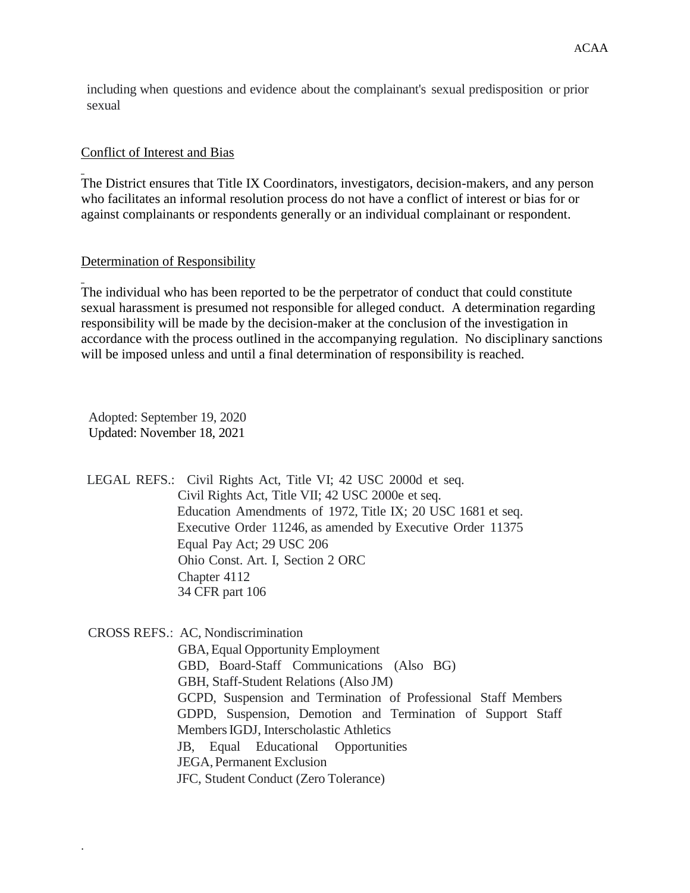including when questions and evidence about the complainant's sexual predisposition or prior sexual

Conflict of Interest and Bias

The District ensures that Title IX Coordinators, investigators, decision-makers, and any person who facilitates an informal resolution process do not have a conflict of interest or bias for or against complainants or respondents generally or an individual complainant or respondent.

Determination of Responsibility

The individual who has been reported to be the perpetrator of conduct that could constitute sexual harassment is presumed not responsible for alleged conduct. A determination regarding responsibility will be made by the decision-maker at the conclusion of the investigation in accordance with the process outlined in the accompanying regulation. No disciplinary sanctions will be imposed unless and until a final determination of responsibility is reached.

Adopted: September 19, 2020
Updated: November 18, 2021

LEGAL REFS.: Civil Rights Act, Title VI; 42 USC 2000d et seq.
Civil Rights Act, Title VII; 42 USC 2000e et seq.
Education Amendments of 1972, Title IX; 20 USC 1681 et seq.
Executive Order 11246, as amended by Executive Order 11375
Equal Pay Act; 29 USC 206
Ohio Const. Art. I, Section 2 ORC
Chapter 4112
34 CFR part 106

CROSS REFS.: AC, Nondiscrimination
GBA, Equal Opportunity Employment
GBD, Board-Staff Communications (Also BG)
GBH, Staff-Student Relations (Also JM)
GCPD, Suspension and Termination of Professional Staff Members
GDPD, Suspension, Demotion and Termination of Support Staff Members IGDJ, Interscholastic Athletics
JB, Equal Educational Opportunities
JEGA, Permanent Exclusion
JFC, Student Conduct (Zero Tolerance)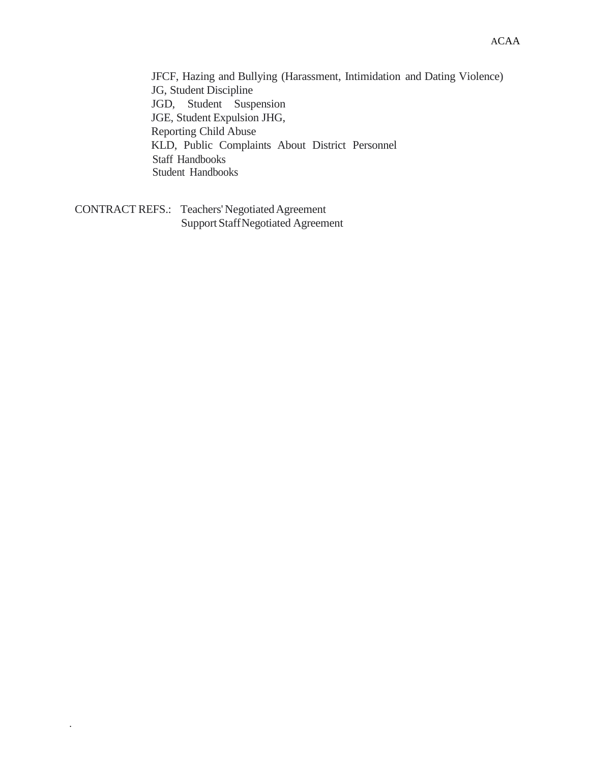JFCF, Hazing and Bullying (Harassment, Intimidation and Dating Violence)
JG, Student Discipline
JGD, Student Suspension
JGE, Student Expulsion JHG,
Reporting Child Abuse
KLD, Public Complaints About District Personnel
Staff Handbooks
Student Handbooks

CONTRACT REFS.: Teachers' Negotiated Agreement
Support Staff Negotiated Agreement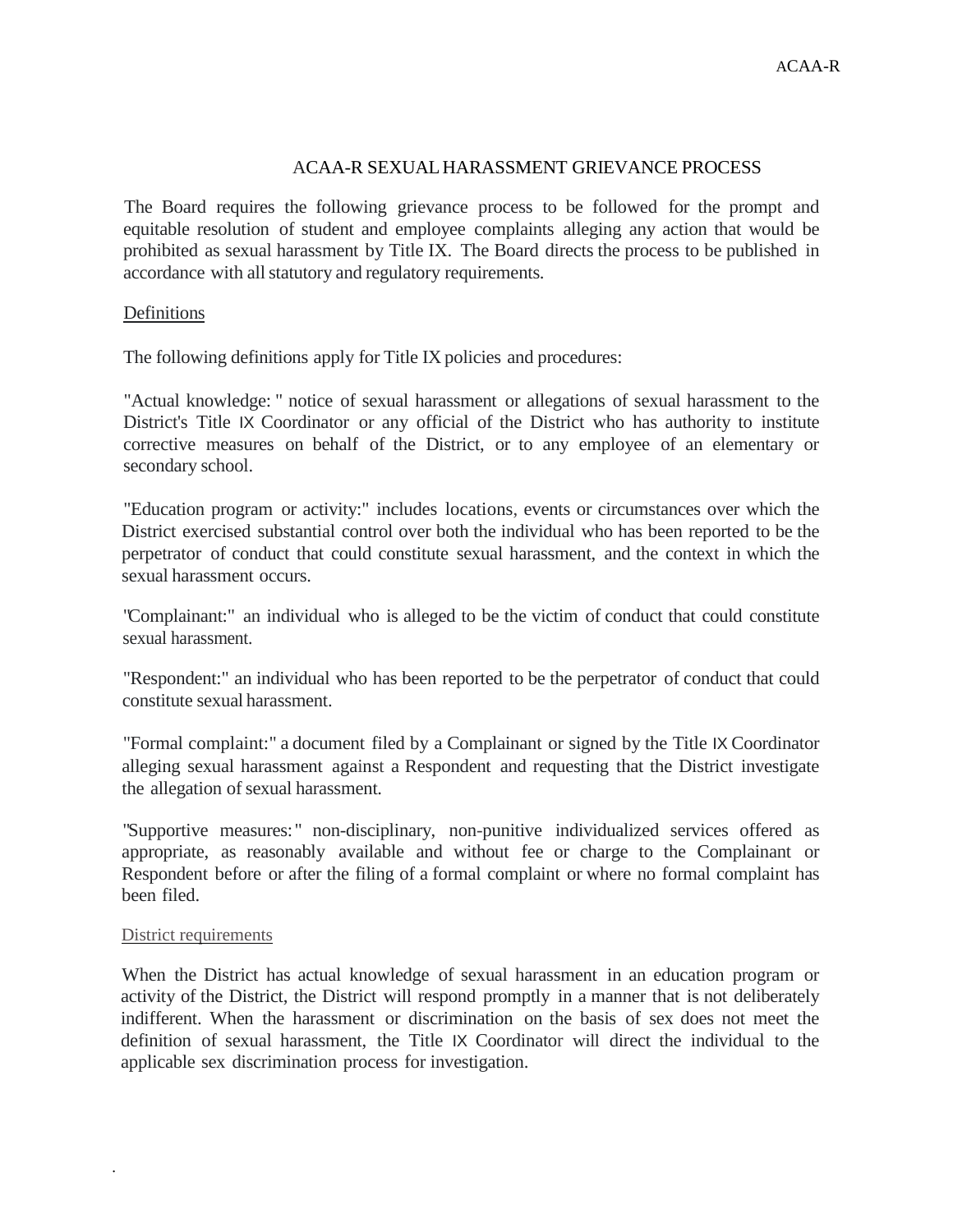# ACAA-R SEXUAL HARASSMENT GRIEVANCE PROCESS

The Board requires the following grievance process to be followed for the prompt and equitable resolution of student and employee complaints alleging any action that would be prohibited as sexual harassment by Title IX. The Board directs the process to be published in accordance with all statutory and regulatory requirements.

## Definitions

The following definitions apply for Title IX policies and procedures:

"Actual knowledge: " notice of sexual harassment or allegations of sexual harassment to the District's Title IX Coordinator or any official of the District who has authority to institute corrective measures on behalf of the District, or to any employee of an elementary or secondary school.

"Education program or activity:" includes locations, events or circumstances over which the District exercised substantial control over both the individual who has been reported to be the perpetrator of conduct that could constitute sexual harassment, and the context in which the sexual harassment occurs.

"Complainant:" an individual who is alleged to be the victim of conduct that could constitute sexual harassment.

"Respondent:" an individual who has been reported to be the perpetrator of conduct that could constitute sexual harassment.

"Formal complaint:" a document filed by a Complainant or signed by the Title IX Coordinator alleging sexual harassment against a Respondent and requesting that the District investigate the allegation of sexual harassment.

"Supportive measures: " non-disciplinary, non-punitive individualized services offered as appropriate, as reasonably available and without fee or charge to the Complainant or Respondent before or after the filing of a formal complaint or where no formal complaint has been filed.

## District requirements

When the District has actual knowledge of sexual harassment in an education program or activity of the District, the District will respond promptly in a manner that is not deliberately indifferent. When the harassment or discrimination on the basis of sex does not meet the definition of sexual harassment, the Title IX Coordinator will direct the individual to the applicable sex discrimination process for investigation.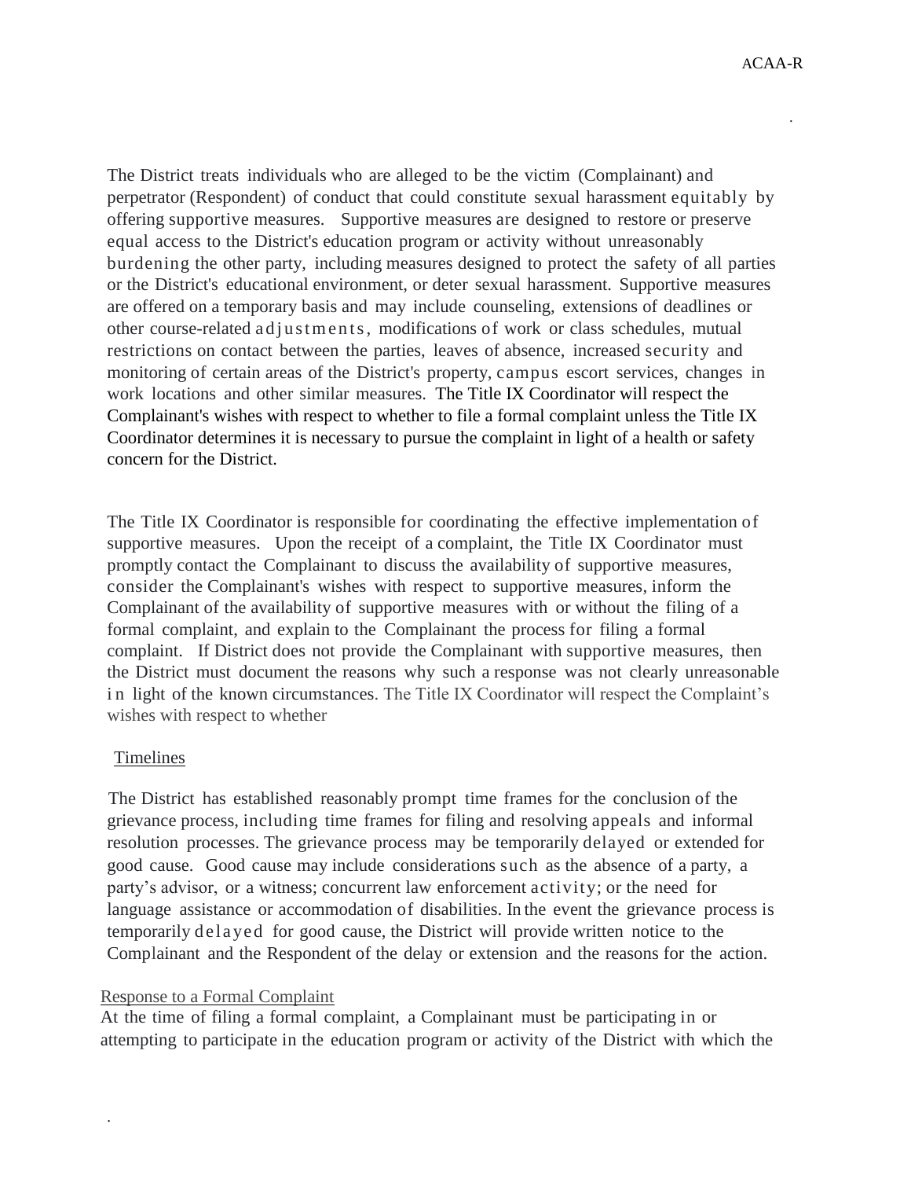The District treats individuals who are alleged to be the victim (Complainant) and perpetrator (Respondent) of conduct that could constitute sexual harassment equitably by offering supportive measures. Supportive measures are designed to restore or preserve equal access to the District's education program or activity without unreasonably burdening the other party, including measures designed to protect the safety of all parties or the District's educational environment, or deter sexual harassment. Supportive measures are offered on a temporary basis and may include counseling, extensions of deadlines or other course-related adjustments, modifications of work or class schedules, mutual restrictions on contact between the parties, leaves of absence, increased security and monitoring of certain areas of the District's property, campus escort services, changes in work locations and other similar measures. The Title IX Coordinator will respect the Complainant's wishes with respect to whether to file a formal complaint unless the Title IX Coordinator determines it is necessary to pursue the complaint in light of a health or safety concern for the District.

The Title IX Coordinator is responsible for coordinating the effective implementation of supportive measures. Upon the receipt of a complaint, the Title IX Coordinator must promptly contact the Complainant to discuss the availability of supportive measures, consider the Complainant's wishes with respect to supportive measures, inform the Complainant of the availability of supportive measures with or without the filing of a formal complaint, and explain to the Complainant the process for filing a formal complaint. If District does not provide the Complainant with supportive measures, then the District must document the reasons why such a response was not clearly unreasonable in light of the known circumstances. The Title IX Coordinator will respect the Complaint's wishes with respect to whether

<u>Timelines</u>

The District has established reasonably prompt time frames for the conclusion of the grievance process, including time frames for filing and resolving appeals and informal resolution processes. The grievance process may be temporarily delayed or extended for good cause. Good cause may include considerations such as the absence of a party, a party's advisor, or a witness; concurrent law enforcement activity; or the need for language assistance or accommodation of disabilities. In the event the grievance process is temporarily delayed for good cause, the District will provide written notice to the Complainant and the Respondent of the delay or extension and the reasons for the action.

<u>Response to a Formal Complaint</u>

At the time of filing a formal complaint, a Complainant must be participating in or attempting to participate in the education program or activity of the District with which the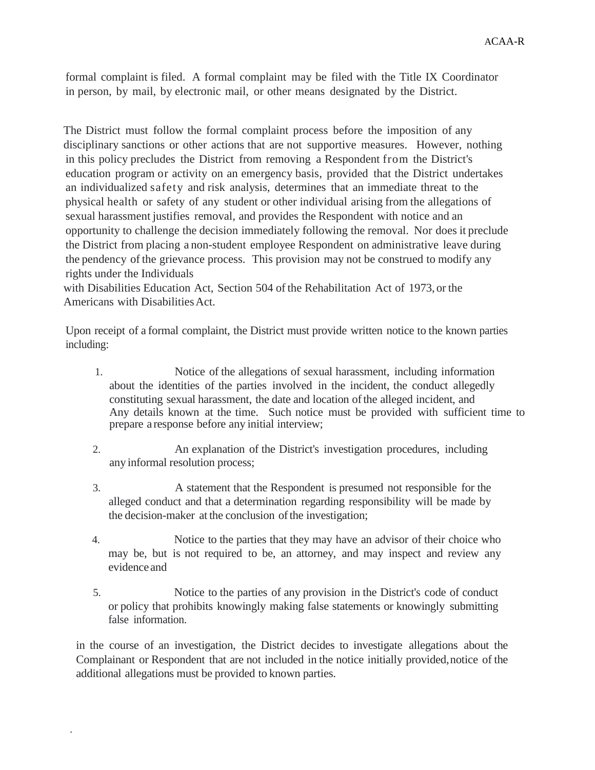formal complaint is filed. A formal complaint may be filed with the Title IX Coordinator in person, by mail, by electronic mail, or other means designated by the District.

The District must follow the formal complaint process before the imposition of any disciplinary sanctions or other actions that are not supportive measures. However, nothing in this policy precludes the District from removing a Respondent from the District's education program or activity on an emergency basis, provided that the District undertakes an individualized safety and risk analysis, determines that an immediate threat to the physical health or safety of any student or other individual arising from the allegations of sexual harassment justifies removal, and provides the Respondent with notice and an opportunity to challenge the decision immediately following the removal. Nor does it preclude the District from placing a non-student employee Respondent on administrative leave during the pendency of the grievance process. This provision may not be construed to modify any rights under the Individuals with Disabilities Education Act, Section 504 of the Rehabilitation Act of 1973, or the Americans with Disabilities Act.

Upon receipt of a formal complaint, the District must provide written notice to the known parties including:

1. Notice of the allegations of sexual harassment, including information about the identities of the parties involved in the incident, the conduct allegedly constituting sexual harassment, the date and location of the alleged incident, and Any details known at the time. Such notice must be provided with sufficient time to prepare a response before any initial interview;

2. An explanation of the District's investigation procedures, including any informal resolution process;

3. A statement that the Respondent is presumed not responsible for the alleged conduct and that a determination regarding responsibility will be made by the decision-maker at the conclusion of the investigation;

4. Notice to the parties that they may have an advisor of their choice who may be, but is not required to be, an attorney, and may inspect and review any evidence and

5. Notice to the parties of any provision in the District's code of conduct or policy that prohibits knowingly making false statements or knowingly submitting false information.

in the course of an investigation, the District decides to investigate allegations about the Complainant or Respondent that are not included in the notice initially provided, notice of the additional allegations must be provided to known parties.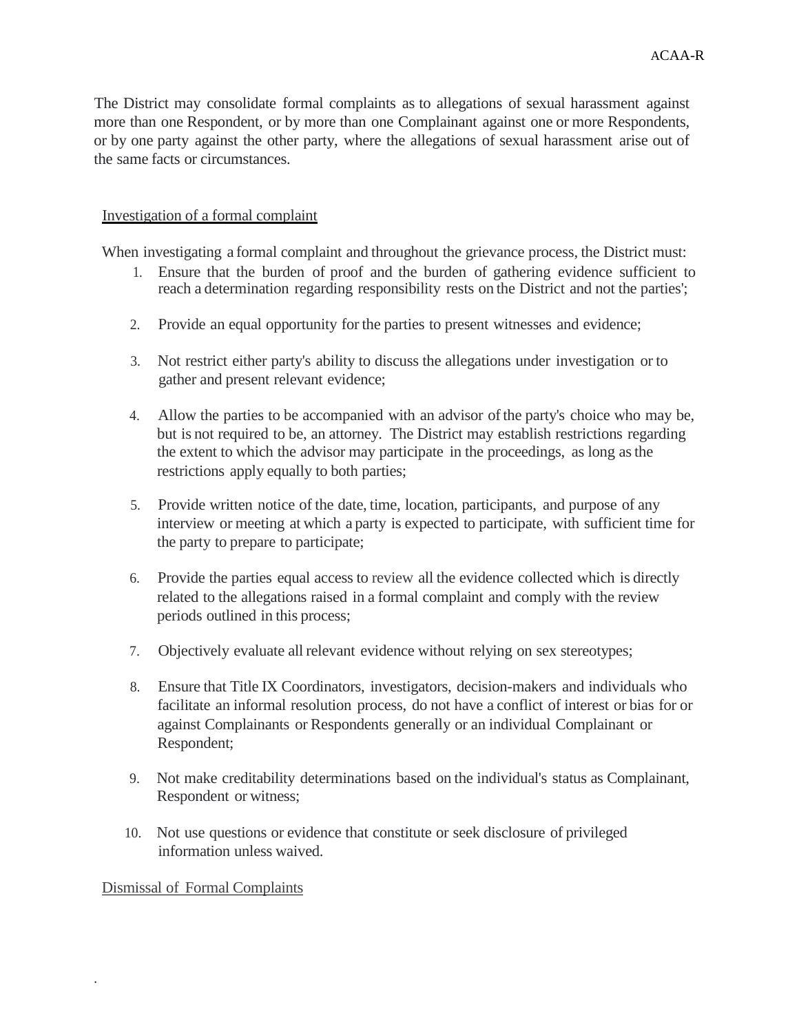The District may consolidate formal complaints as to allegations of sexual harassment against more than one Respondent, or by more than one Complainant against one or more Respondents, or by one party against the other party, where the allegations of sexual harassment arise out of the same facts or circumstances.

Investigation of a formal complaint

When investigating a formal complaint and throughout the grievance process, the District must:

1. Ensure that the burden of proof and the burden of gathering evidence sufficient to reach a determination regarding responsibility rests on the District and not the parties';

2. Provide an equal opportunity for the parties to present witnesses and evidence;

3. Not restrict either party's ability to discuss the allegations under investigation or to gather and present relevant evidence;

4. Allow the parties to be accompanied with an advisor of the party's choice who may be, but is not required to be, an attorney. The District may establish restrictions regarding the extent to which the advisor may participate in the proceedings, as long as the restrictions apply equally to both parties;

5. Provide written notice of the date, time, location, participants, and purpose of any interview or meeting at which a party is expected to participate, with sufficient time for the party to prepare to participate;

6. Provide the parties equal access to review all the evidence collected which is directly related to the allegations raised in a formal complaint and comply with the review periods outlined in this process;

7. Objectively evaluate all relevant evidence without relying on sex stereotypes;

8. Ensure that Title IX Coordinators, investigators, decision-makers and individuals who facilitate an informal resolution process, do not have a conflict of interest or bias for or against Complainants or Respondents generally or an individual Complainant or Respondent;

9. Not make creditability determinations based on the individual's status as Complainant, Respondent or witness;

10. Not use questions or evidence that constitute or seek disclosure of privileged information unless waived.

Dismissal of Formal Complaints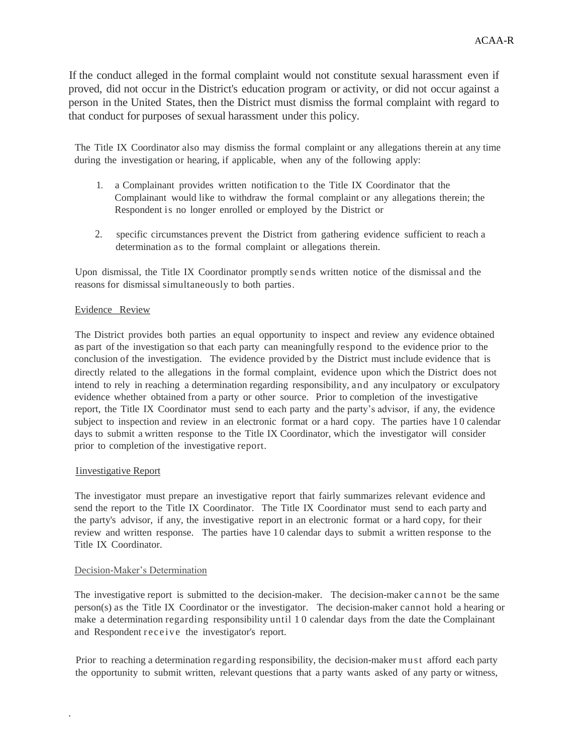If the conduct alleged in the formal complaint would not constitute sexual harassment even if proved, did not occur in the District's education program or activity, or did not occur against a person in the United States, then the District must dismiss the formal complaint with regard to that conduct for purposes of sexual harassment under this policy.

The Title IX Coordinator also may dismiss the formal complaint or any allegations therein at any time during the investigation or hearing, if applicable, when any of the following apply:

1. a Complainant provides written notification to the Title IX Coordinator that the Complainant would like to withdraw the formal complaint or any allegations therein; the Respondent is no longer enrolled or employed by the District or

2. specific circumstances prevent the District from gathering evidence sufficient to reach a determination as to the formal complaint or allegations therein.

Upon dismissal, the Title IX Coordinator promptly sends written notice of the dismissal and the reasons for dismissal simultaneously to both parties.

Evidence Review

The District provides both parties an equal opportunity to inspect and review any evidence obtained as part of the investigation so that each party can meaningfully respond to the evidence prior to the conclusion of the investigation. The evidence provided by the District must include evidence that is directly related to the allegations in the formal complaint, evidence upon which the District does not intend to rely in reaching a determination regarding responsibility, and any inculpatory or exculpatory evidence whether obtained from a party or other source. Prior to completion of the investigative report, the Title IX Coordinator must send to each party and the party's advisor, if any, the evidence subject to inspection and review in an electronic format or a hard copy. The parties have 10 calendar days to submit a written response to the Title IX Coordinator, which the investigator will consider prior to completion of the investigative report.

Iinvestigative Report

The investigator must prepare an investigative report that fairly summarizes relevant evidence and send the report to the Title IX Coordinator. The Title IX Coordinator must send to each party and the party's advisor, if any, the investigative report in an electronic format or a hard copy, for their review and written response. The parties have 10 calendar days to submit a written response to the Title IX Coordinator.

Decision-Maker's Determination

The investigative report is submitted to the decision-maker. The decision-maker cannot be the same person(s) as the Title IX Coordinator or the investigator. The decision-maker cannot hold a hearing or make a determination regarding responsibility until 10 calendar days from the date the Complainant and Respondent receive the investigator's report.

Prior to reaching a determination regarding responsibility, the decision-maker must afford each party the opportunity to submit written, relevant questions that a party wants asked of any party or witness,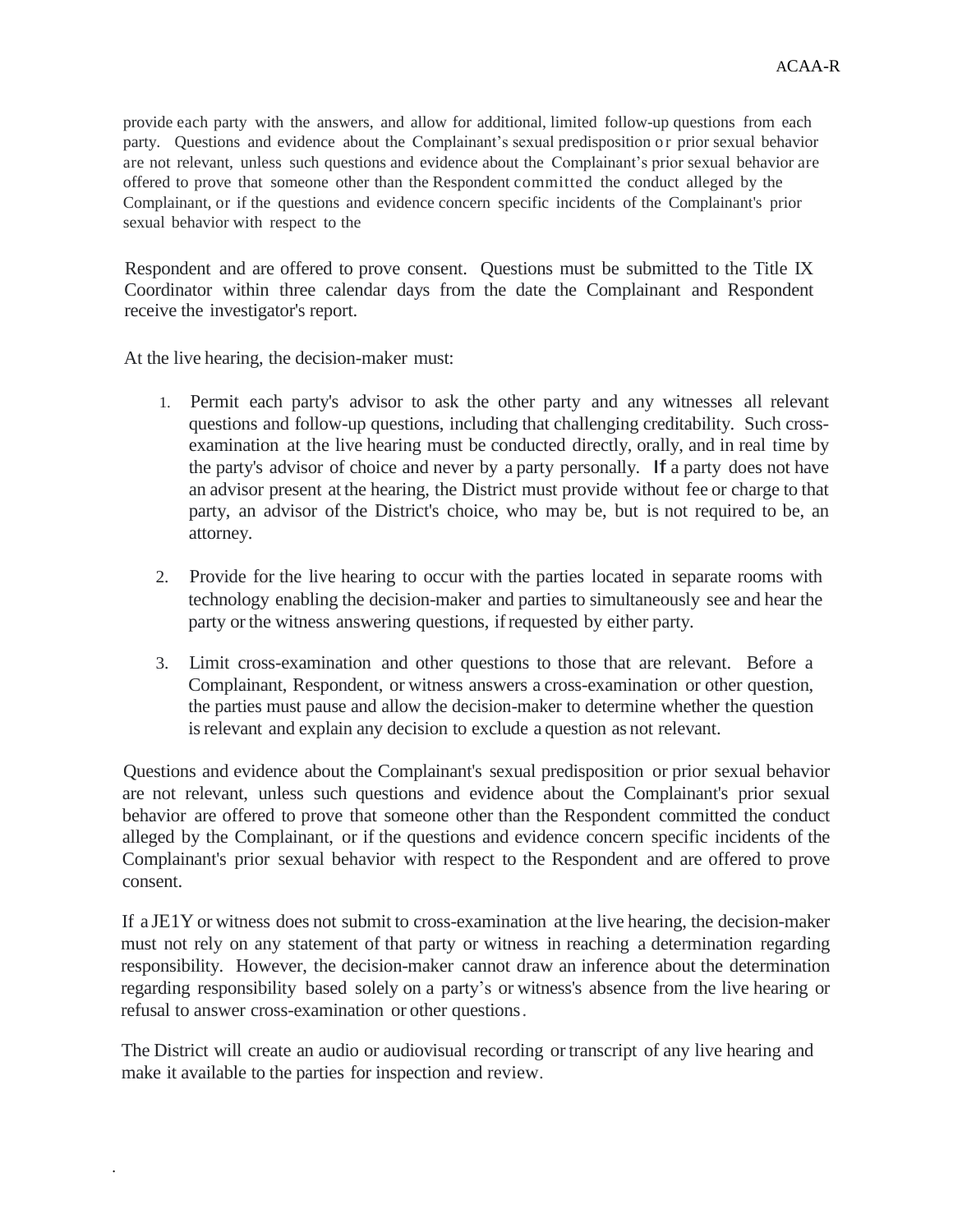provide each party with the answers, and allow for additional, limited follow-up questions from each party. Questions and evidence about the Complainant's sexual predisposition or prior sexual behavior are not relevant, unless such questions and evidence about the Complainant's prior sexual behavior are offered to prove that someone other than the Respondent committed the conduct alleged by the Complainant, or if the questions and evidence concern specific incidents of the Complainant's prior sexual behavior with respect to the

Respondent and are offered to prove consent. Questions must be submitted to the Title IX Coordinator within three calendar days from the date the Complainant and Respondent receive the investigator's report.

At the live hearing, the decision-maker must:

1. Permit each party's advisor to ask the other party and any witnesses all relevant questions and follow-up questions, including that challenging creditability. Such cross-examination at the live hearing must be conducted directly, orally, and in real time by the party's advisor of choice and never by a party personally. If a party does not have an advisor present at the hearing, the District must provide without fee or charge to that party, an advisor of the District's choice, who may be, but is not required to be, an attorney.

2. Provide for the live hearing to occur with the parties located in separate rooms with technology enabling the decision-maker and parties to simultaneously see and hear the party or the witness answering questions, if requested by either party.

3. Limit cross-examination and other questions to those that are relevant. Before a Complainant, Respondent, or witness answers a cross-examination or other question, the parties must pause and allow the decision-maker to determine whether the question is relevant and explain any decision to exclude a question as not relevant.

Questions and evidence about the Complainant's sexual predisposition or prior sexual behavior are not relevant, unless such questions and evidence about the Complainant's prior sexual behavior are offered to prove that someone other than the Respondent committed the conduct alleged by the Complainant, or if the questions and evidence concern specific incidents of the Complainant's prior sexual behavior with respect to the Respondent and are offered to prove consent.

If a JE1Y or witness does not submit to cross-examination at the live hearing, the decision-maker must not rely on any statement of that party or witness in reaching a determination regarding responsibility. However, the decision-maker cannot draw an inference about the determination regarding responsibility based solely on a party's or witness's absence from the live hearing or refusal to answer cross-examination or other questions.

The District will create an audio or audiovisual recording or transcript of any live hearing and make it available to the parties for inspection and review.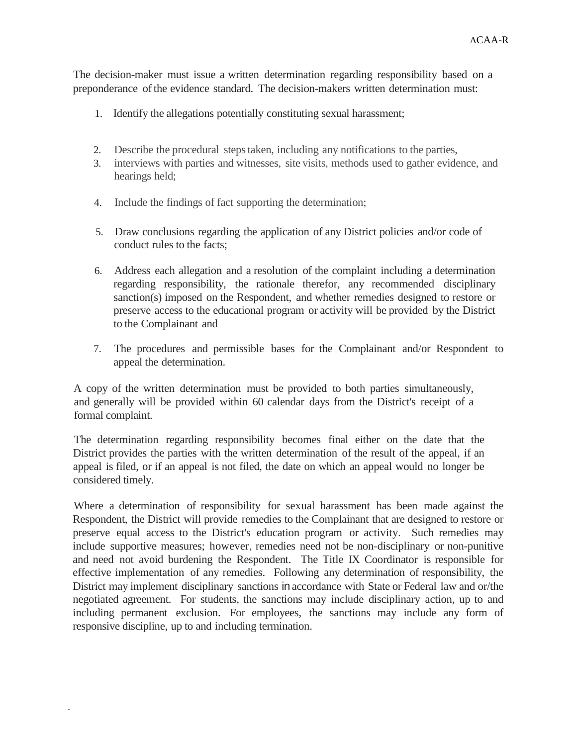The decision-maker must issue a written determination regarding responsibility based on a preponderance of the evidence standard. The decision-makers written determination must:

1. Identify the allegations potentially constituting sexual harassment;
2. Describe the procedural steps taken, including any notifications to the parties,
3. interviews with parties and witnesses, site visits, methods used to gather evidence, and hearings held;
4. Include the findings of fact supporting the determination;
5. Draw conclusions regarding the application of any District policies and/or code of conduct rules to the facts;
6. Address each allegation and a resolution of the complaint including a determination regarding responsibility, the rationale therefor, any recommended disciplinary sanction(s) imposed on the Respondent, and whether remedies designed to restore or preserve access to the educational program or activity will be provided by the District to the Complainant and
7. The procedures and permissible bases for the Complainant and/or Respondent to appeal the determination.

A copy of the written determination must be provided to both parties simultaneously, and generally will be provided within 60 calendar days from the District's receipt of a formal complaint.

The determination regarding responsibility becomes final either on the date that the District provides the parties with the written determination of the result of the appeal, if an appeal is filed, or if an appeal is not filed, the date on which an appeal would no longer be considered timely.

Where a determination of responsibility for sexual harassment has been made against the Respondent, the District will provide remedies to the Complainant that are designed to restore or preserve equal access to the District's education program or activity. Such remedies may include supportive measures; however, remedies need not be non-disciplinary or non-punitive and need not avoid burdening the Respondent. The Title IX Coordinator is responsible for effective implementation of any remedies. Following any determination of responsibility, the District may implement disciplinary sanctions in accordance with State or Federal law and or/the negotiated agreement. For students, the sanctions may include disciplinary action, up to and including permanent exclusion. For employees, the sanctions may include any form of responsive discipline, up to and including termination.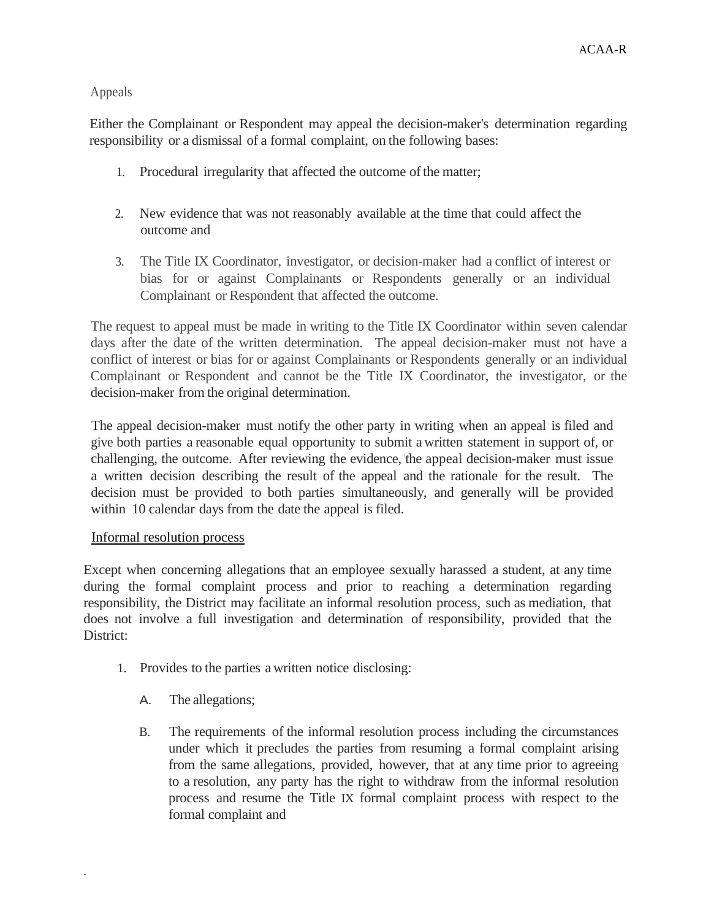Appeals

Either the Complainant or Respondent may appeal the decision-maker's determination regarding responsibility or a dismissal of a formal complaint, on the following bases:

1. Procedural irregularity that affected the outcome of the matter;

2. New evidence that was not reasonably available at the time that could affect the outcome and

3. The Title IX Coordinator, investigator, or decision-maker had a conflict of interest or bias for or against Complainants or Respondents generally or an individual Complainant or Respondent that affected the outcome.

The request to appeal must be made in writing to the Title IX Coordinator within seven calendar days after the date of the written determination. The appeal decision-maker must not have a conflict of interest or bias for or against Complainants or Respondents generally or an individual Complainant or Respondent and cannot be the Title IX Coordinator, the investigator, or the decision-maker from the original determination.

The appeal decision-maker must notify the other party in writing when an appeal is filed and give both parties a reasonable equal opportunity to submit a written statement in support of, or challenging, the outcome. After reviewing the evidence, the appeal decision-maker must issue a written decision describing the result of the appeal and the rationale for the result. The decision must be provided to both parties simultaneously, and generally will be provided within 10 calendar days from the date the appeal is filed.

Informal resolution process

Except when concerning allegations that an employee sexually harassed a student, at any time during the formal complaint process and prior to reaching a determination regarding responsibility, the District may facilitate an informal resolution process, such as mediation, that does not involve a full investigation and determination of responsibility, provided that the District:

1. Provides to the parties a written notice disclosing:

   A. The allegations;

   B. The requirements of the informal resolution process including the circumstances under which it precludes the parties from resuming a formal complaint arising from the same allegations, provided, however, that at any time prior to agreeing to a resolution, any party has the right to withdraw from the informal resolution process and resume the Title IX formal complaint process with respect to the formal complaint and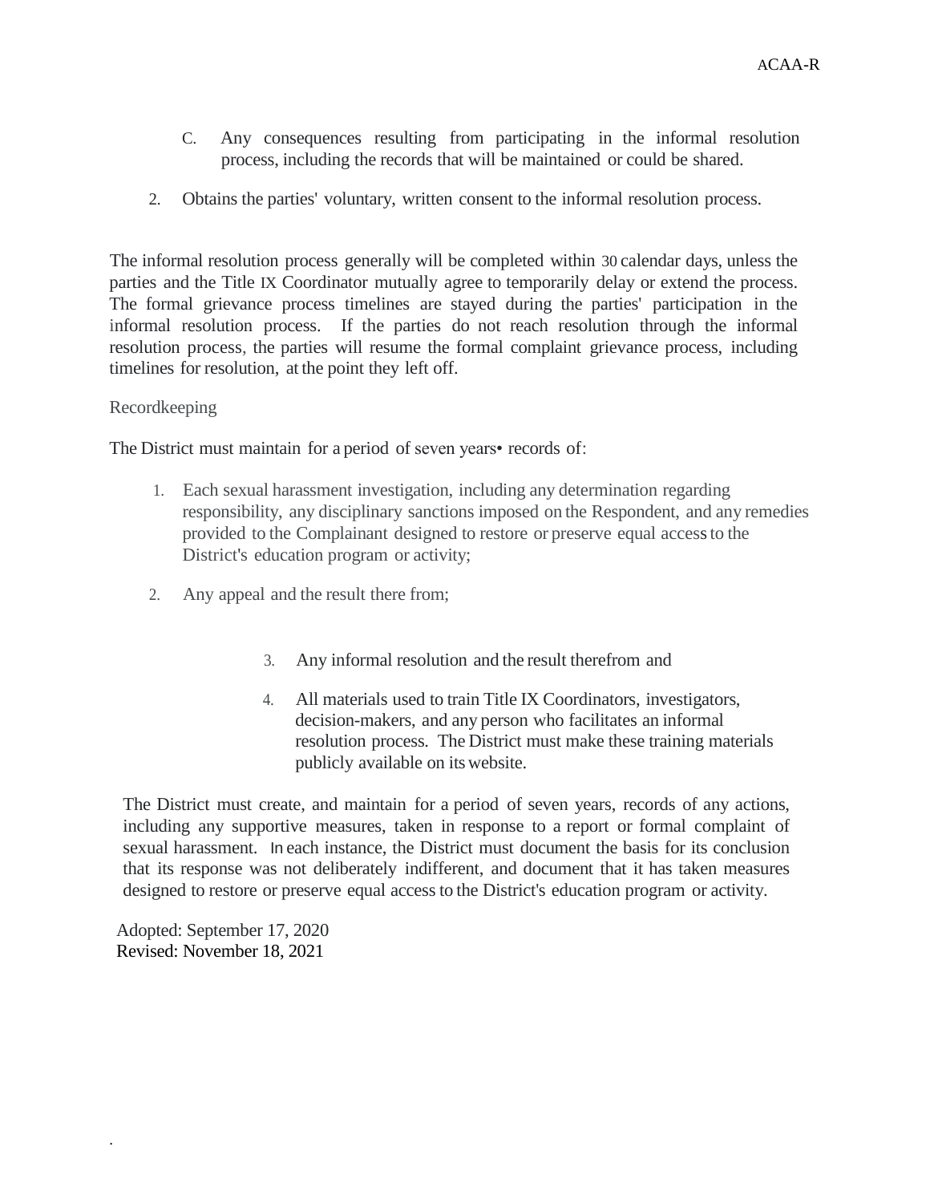C. Any consequences resulting from participating in the informal resolution process, including the records that will be maintained or could be shared.

2. Obtains the parties' voluntary, written consent to the informal resolution process.

The informal resolution process generally will be completed within 30 calendar days, unless the parties and the Title IX Coordinator mutually agree to temporarily delay or extend the process. The formal grievance process timelines are stayed during the parties' participation in the informal resolution process. If the parties do not reach resolution through the informal resolution process, the parties will resume the formal complaint grievance process, including timelines for resolution, at the point they left off.

Recordkeeping

The District must maintain for a period of seven years• records of:

1. Each sexual harassment investigation, including any determination regarding responsibility, any disciplinary sanctions imposed on the Respondent, and any remedies provided to the Complainant designed to restore or preserve equal access to the District's education program or activity;

2. Any appeal and the result there from;

3. Any informal resolution and the result therefrom and

4. All materials used to train Title IX Coordinators, investigators, decision-makers, and any person who facilitates an informal resolution process. The District must make these training materials publicly available on its website.

The District must create, and maintain for a period of seven years, records of any actions, including any supportive measures, taken in response to a report or formal complaint of sexual harassment. In each instance, the District must document the basis for its conclusion that its response was not deliberately indifferent, and document that it has taken measures designed to restore or preserve equal access to the District's education program or activity.

Adopted: September 17, 2020
Revised: November 18, 2021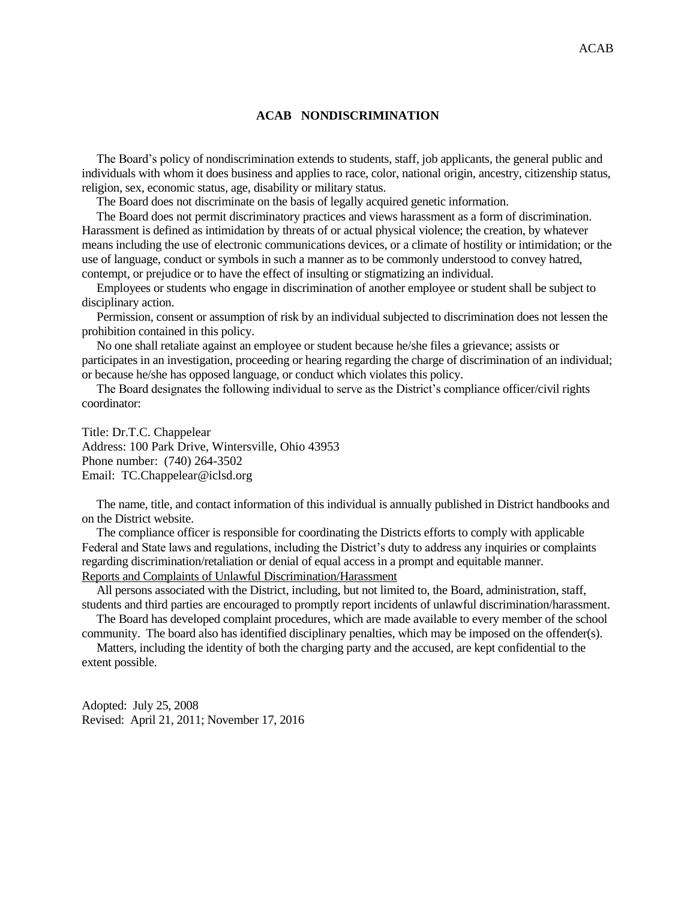# ACAB NONDISCRIMINATION

The Board's policy of nondiscrimination extends to students, staff, job applicants, the general public and individuals with whom it does business and applies to race, color, national origin, ancestry, citizenship status, religion, sex, economic status, age, disability or military status.

The Board does not discriminate on the basis of legally acquired genetic information.

The Board does not permit discriminatory practices and views harassment as a form of discrimination. Harassment is defined as intimidation by threats of or actual physical violence; the creation, by whatever means including the use of electronic communications devices, or a climate of hostility or intimidation; or the use of language, conduct or symbols in such a manner as to be commonly understood to convey hatred, contempt, or prejudice or to have the effect of insulting or stigmatizing an individual.

Employees or students who engage in discrimination of another employee or student shall be subject to disciplinary action.

Permission, consent or assumption of risk by an individual subjected to discrimination does not lessen the prohibition contained in this policy.

No one shall retaliate against an employee or student because he/she files a grievance; assists or participates in an investigation, proceeding or hearing regarding the charge of discrimination of an individual; or because he/she has opposed language, or conduct which violates this policy.

The Board designates the following individual to serve as the District's compliance officer/civil rights coordinator:

Title: Dr.T.C. Chappelear
Address: 100 Park Drive, Wintersville, Ohio 43953
Phone number: (740) 264-3502
Email: TC.Chappelear@iclsd.org

The name, title, and contact information of this individual is annually published in District handbooks and on the District website.

The compliance officer is responsible for coordinating the Districts efforts to comply with applicable Federal and State laws and regulations, including the District's duty to address any inquiries or complaints regarding discrimination/retaliation or denial of equal access in a prompt and equitable manner.

Reports and Complaints of Unlawful Discrimination/Harassment

All persons associated with the District, including, but not limited to, the Board, administration, staff, students and third parties are encouraged to promptly report incidents of unlawful discrimination/harassment.

The Board has developed complaint procedures, which are made available to every member of the school community. The board also has identified disciplinary penalties, which may be imposed on the offender(s).

Matters, including the identity of both the charging party and the accused, are kept confidential to the extent possible.

Adopted: July 25, 2008
Revised: April 21, 2011; November 17, 2016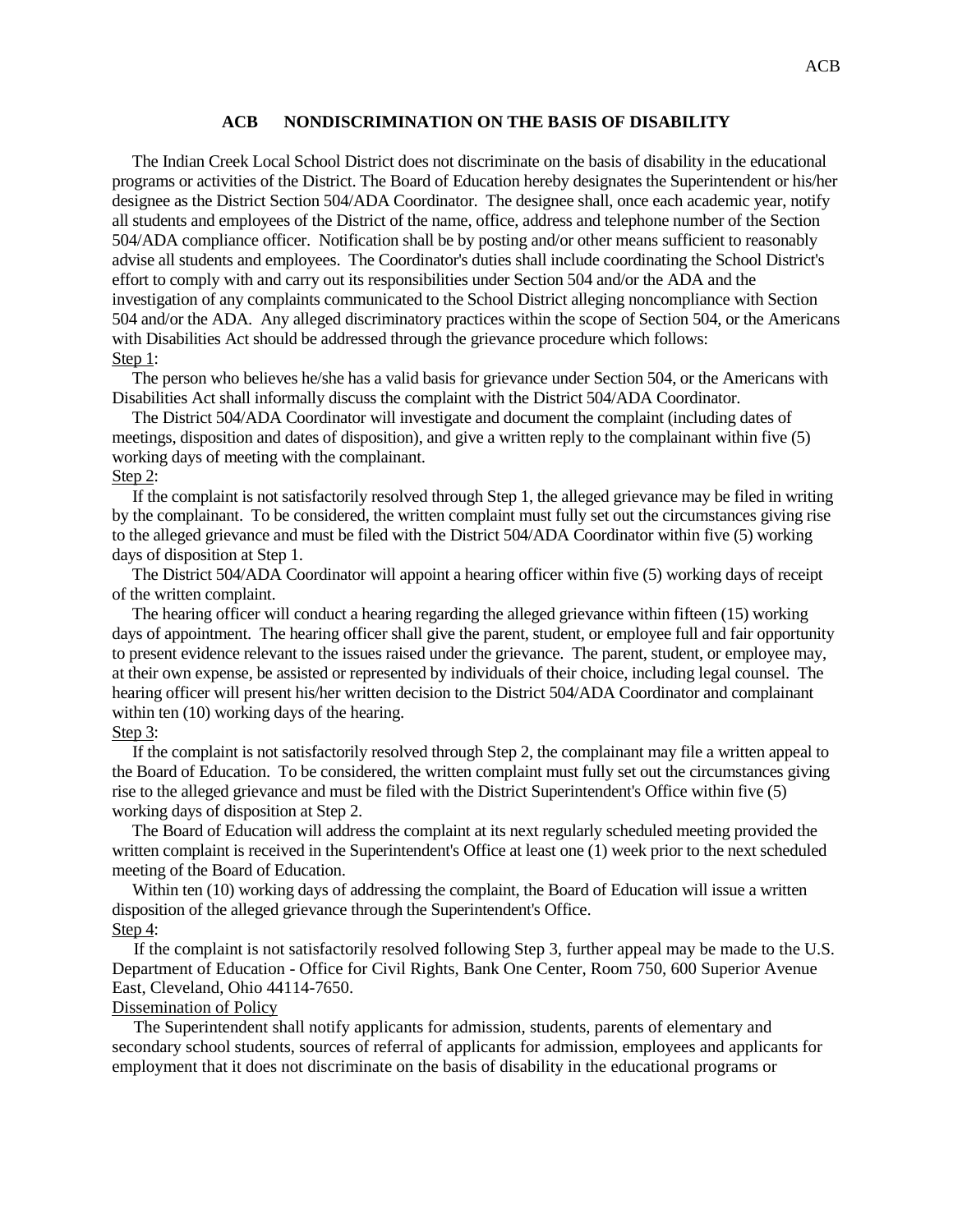## ACB NONDISCRIMINATION ON THE BASIS OF DISABILITY

The Indian Creek Local School District does not discriminate on the basis of disability in the educational programs or activities of the District. The Board of Education hereby designates the Superintendent or his/her designee as the District Section 504/ADA Coordinator. The designee shall, once each academic year, notify all students and employees of the District of the name, office, address and telephone number of the Section 504/ADA compliance officer. Notification shall be by posting and/or other means sufficient to reasonably advise all students and employees. The Coordinator's duties shall include coordinating the School District's effort to comply with and carry out its responsibilities under Section 504 and/or the ADA and the investigation of any complaints communicated to the School District alleging noncompliance with Section 504 and/or the ADA. Any alleged discriminatory practices within the scope of Section 504, or the Americans with Disabilities Act should be addressed through the grievance procedure which follows:

Step 1:

The person who believes he/she has a valid basis for grievance under Section 504, or the Americans with Disabilities Act shall informally discuss the complaint with the District 504/ADA Coordinator.

The District 504/ADA Coordinator will investigate and document the complaint (including dates of meetings, disposition and dates of disposition), and give a written reply to the complainant within five (5) working days of meeting with the complainant.

Step 2:

If the complaint is not satisfactorily resolved through Step 1, the alleged grievance may be filed in writing by the complainant. To be considered, the written complaint must fully set out the circumstances giving rise to the alleged grievance and must be filed with the District 504/ADA Coordinator within five (5) working days of disposition at Step 1.

The District 504/ADA Coordinator will appoint a hearing officer within five (5) working days of receipt of the written complaint.

The hearing officer will conduct a hearing regarding the alleged grievance within fifteen (15) working days of appointment. The hearing officer shall give the parent, student, or employee full and fair opportunity to present evidence relevant to the issues raised under the grievance. The parent, student, or employee may, at their own expense, be assisted or represented by individuals of their choice, including legal counsel. The hearing officer will present his/her written decision to the District 504/ADA Coordinator and complainant within ten (10) working days of the hearing.

Step 3:

If the complaint is not satisfactorily resolved through Step 2, the complainant may file a written appeal to the Board of Education. To be considered, the written complaint must fully set out the circumstances giving rise to the alleged grievance and must be filed with the District Superintendent's Office within five (5) working days of disposition at Step 2.

The Board of Education will address the complaint at its next regularly scheduled meeting provided the written complaint is received in the Superintendent's Office at least one (1) week prior to the next scheduled meeting of the Board of Education.

Within ten (10) working days of addressing the complaint, the Board of Education will issue a written disposition of the alleged grievance through the Superintendent's Office.

Step 4:

If the complaint is not satisfactorily resolved following Step 3, further appeal may be made to the U.S. Department of Education - Office for Civil Rights, Bank One Center, Room 750, 600 Superior Avenue East, Cleveland, Ohio 44114-7650.

Dissemination of Policy

The Superintendent shall notify applicants for admission, students, parents of elementary and secondary school students, sources of referral of applicants for admission, employees and applicants for employment that it does not discriminate on the basis of disability in the educational programs or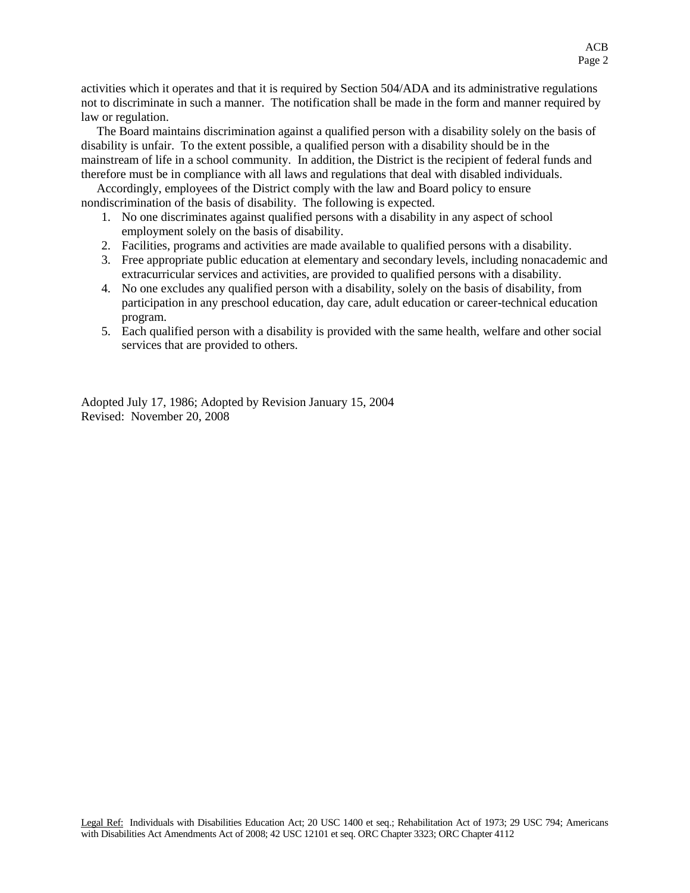activities which it operates and that it is required by Section 504/ADA and its administrative regulations not to discriminate in such a manner. The notification shall be made in the form and manner required by law or regulation.

The Board maintains discrimination against a qualified person with a disability solely on the basis of disability is unfair. To the extent possible, a qualified person with a disability should be in the mainstream of life in a school community. In addition, the District is the recipient of federal funds and therefore must be in compliance with all laws and regulations that deal with disabled individuals.

Accordingly, employees of the District comply with the law and Board policy to ensure nondiscrimination of the basis of disability. The following is expected.

1. No one discriminates against qualified persons with a disability in any aspect of school employment solely on the basis of disability.
2. Facilities, programs and activities are made available to qualified persons with a disability.
3. Free appropriate public education at elementary and secondary levels, including nonacademic and extracurricular services and activities, are provided to qualified persons with a disability.
4. No one excludes any qualified person with a disability, solely on the basis of disability, from participation in any preschool education, day care, adult education or career-technical education program.
5. Each qualified person with a disability is provided with the same health, welfare and other social services that are provided to others.

Adopted July 17, 1986; Adopted by Revision January 15, 2004
Revised: November 20, 2008

Legal Ref: Individuals with Disabilities Education Act; 20 USC 1400 et seq.; Rehabilitation Act of 1973; 29 USC 794; Americans with Disabilities Act Amendments Act of 2008; 42 USC 12101 et seq. ORC Chapter 3323; ORC Chapter 4112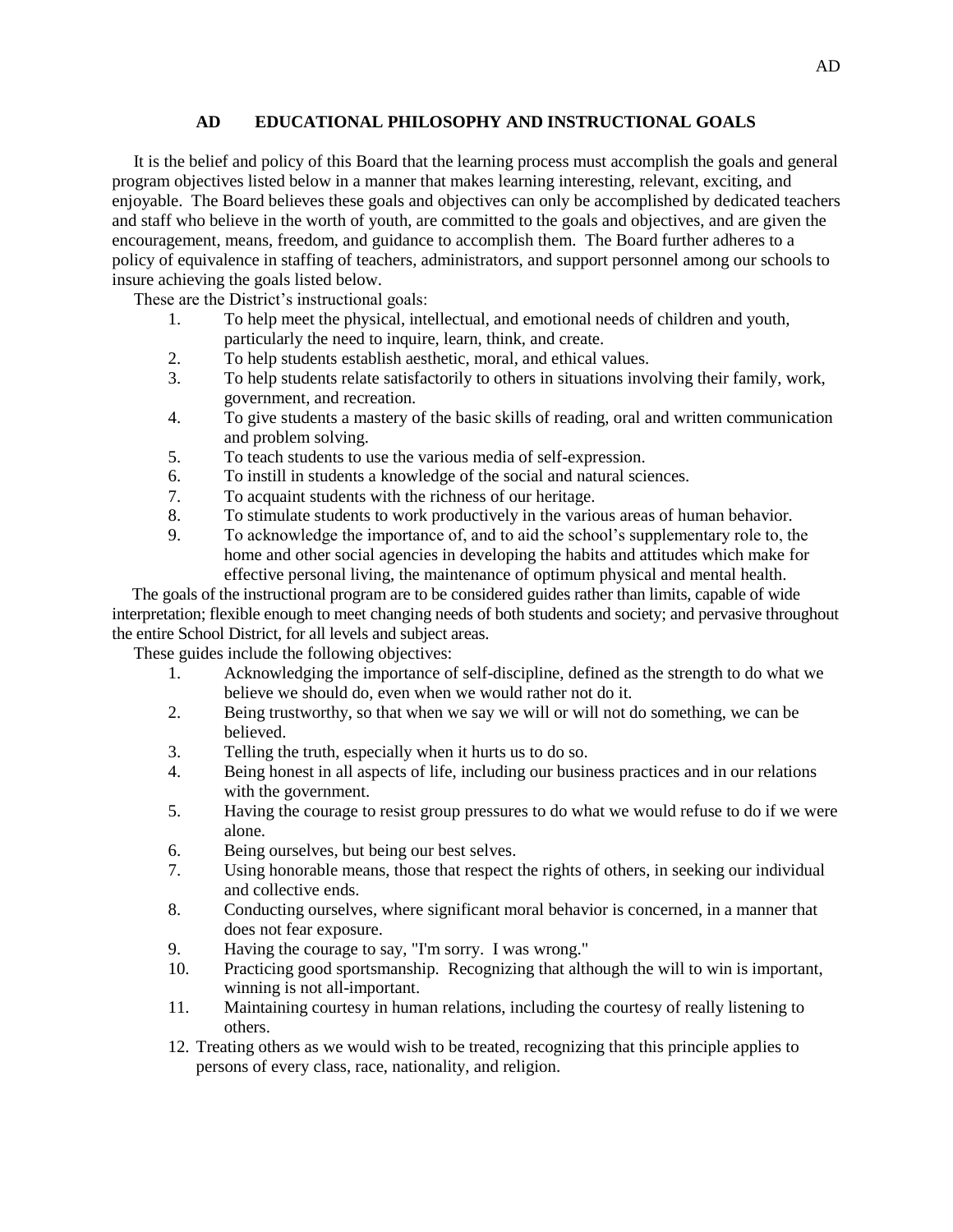## AD EDUCATIONAL PHILOSOPHY AND INSTRUCTIONAL GOALS

It is the belief and policy of this Board that the learning process must accomplish the goals and general program objectives listed below in a manner that makes learning interesting, relevant, exciting, and enjoyable. The Board believes these goals and objectives can only be accomplished by dedicated teachers and staff who believe in the worth of youth, are committed to the goals and objectives, and are given the encouragement, means, freedom, and guidance to accomplish them. The Board further adheres to a policy of equivalence in staffing of teachers, administrators, and support personnel among our schools to insure achieving the goals listed below.

These are the District's instructional goals:

1. To help meet the physical, intellectual, and emotional needs of children and youth, particularly the need to inquire, learn, think, and create.
2. To help students establish aesthetic, moral, and ethical values.
3. To help students relate satisfactorily to others in situations involving their family, work, government, and recreation.
4. To give students a mastery of the basic skills of reading, oral and written communication and problem solving.
5. To teach students to use the various media of self-expression.
6. To instill in students a knowledge of the social and natural sciences.
7. To acquaint students with the richness of our heritage.
8. To stimulate students to work productively in the various areas of human behavior.
9. To acknowledge the importance of, and to aid the school's supplementary role to, the home and other social agencies in developing the habits and attitudes which make for effective personal living, the maintenance of optimum physical and mental health.

The goals of the instructional program are to be considered guides rather than limits, capable of wide interpretation; flexible enough to meet changing needs of both students and society; and pervasive throughout the entire School District, for all levels and subject areas.

These guides include the following objectives:

1. Acknowledging the importance of self-discipline, defined as the strength to do what we believe we should do, even when we would rather not do it.
2. Being trustworthy, so that when we say we will or will not do something, we can be believed.
3. Telling the truth, especially when it hurts us to do so.
4. Being honest in all aspects of life, including our business practices and in our relations with the government.
5. Having the courage to resist group pressures to do what we would refuse to do if we were alone.
6. Being ourselves, but being our best selves.
7. Using honorable means, those that respect the rights of others, in seeking our individual and collective ends.
8. Conducting ourselves, where significant moral behavior is concerned, in a manner that does not fear exposure.
9. Having the courage to say, "I'm sorry. I was wrong."
10. Practicing good sportsmanship. Recognizing that although the will to win is important, winning is not all-important.
11. Maintaining courtesy in human relations, including the courtesy of really listening to others.
12. Treating others as we would wish to be treated, recognizing that this principle applies to persons of every class, race, nationality, and religion.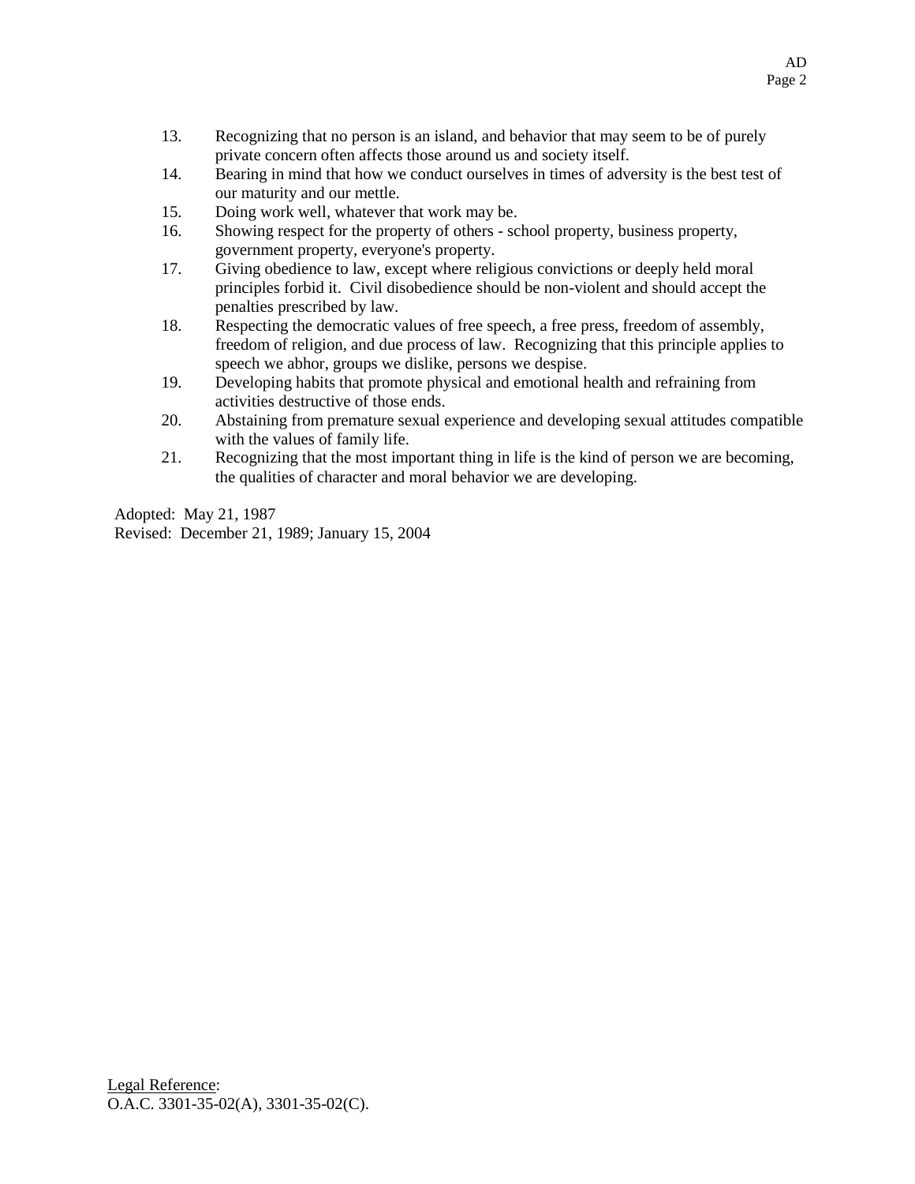13. Recognizing that no person is an island, and behavior that may seem to be of purely private concern often affects those around us and society itself.
14. Bearing in mind that how we conduct ourselves in times of adversity is the best test of our maturity and our mettle.
15. Doing work well, whatever that work may be.
16. Showing respect for the property of others - school property, business property, government property, everyone's property.
17. Giving obedience to law, except where religious convictions or deeply held moral principles forbid it. Civil disobedience should be non-violent and should accept the penalties prescribed by law.
18. Respecting the democratic values of free speech, a free press, freedom of assembly, freedom of religion, and due process of law. Recognizing that this principle applies to speech we abhor, groups we dislike, persons we despise.
19. Developing habits that promote physical and emotional health and refraining from activities destructive of those ends.
20. Abstaining from premature sexual experience and developing sexual attitudes compatible with the values of family life.
21. Recognizing that the most important thing in life is the kind of person we are becoming, the qualities of character and moral behavior we are developing.

Adopted: May 21, 1987
Revised: December 21, 1989; January 15, 2004

Legal Reference:
O.A.C. 3301-35-02(A), 3301-35-02(C).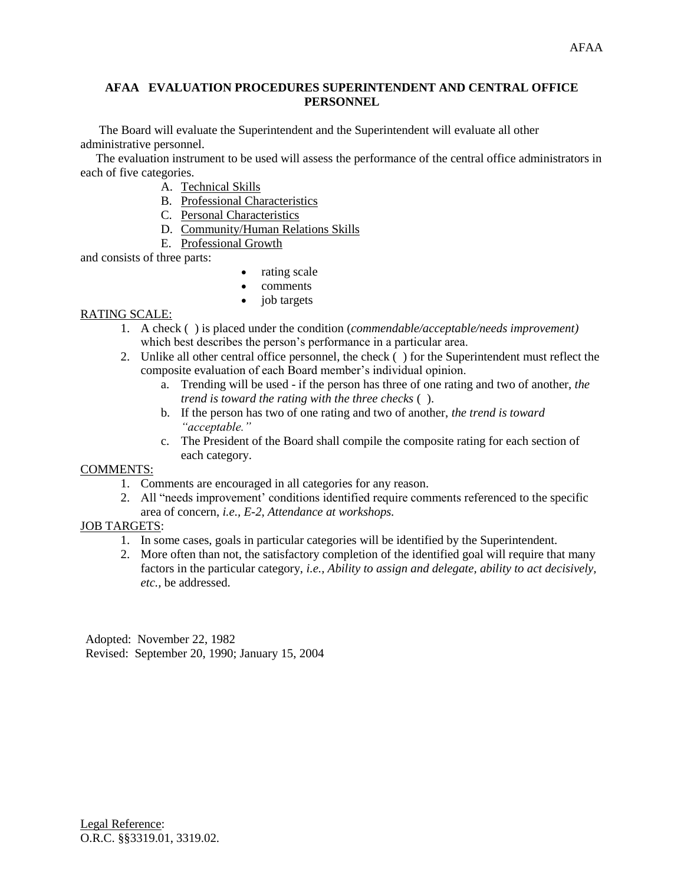## AFAA EVALUATION PROCEDURES SUPERINTENDENT AND CENTRAL OFFICE PERSONNEL

The Board will evaluate the Superintendent and the Superintendent will evaluate all other administrative personnel.

The evaluation instrument to be used will assess the performance of the central office administrators in each of five categories.

A. Technical Skills
B. Professional Characteristics
C. Personal Characteristics
D. Community/Human Relations Skills
E. Professional Growth

and consists of three parts:

- rating scale
- comments
- job targets

RATING SCALE:

1. A check ( ) is placed under the condition (*commendable/acceptable/needs improvement)* which best describes the person's performance in a particular area.
2. Unlike all other central office personnel, the check ( ) for the Superintendent must reflect the composite evaluation of each Board member's individual opinion.
   a. Trending will be used - if the person has three of one rating and two of another, *the trend is toward the rating with the three checks* ( ).
   b. If the person has two of one rating and two of another, *the trend is toward "acceptable."*
   c. The President of the Board shall compile the composite rating for each section of each category.

COMMENTS:

1. Comments are encouraged in all categories for any reason.
2. All "needs improvement' conditions identified require comments referenced to the specific area of concern, *i.e., E-2, Attendance at workshops.*

JOB TARGETS:

1. In some cases, goals in particular categories will be identified by the Superintendent.
2. More often than not, the satisfactory completion of the identified goal will require that many factors in the particular category, *i.e., Ability to assign and delegate, ability to act decisively, etc.,* be addressed.

Adopted: November 22, 1982
Revised: September 20, 1990; January 15, 2004

Legal Reference:
O.R.C. §§3319.01, 3319.02.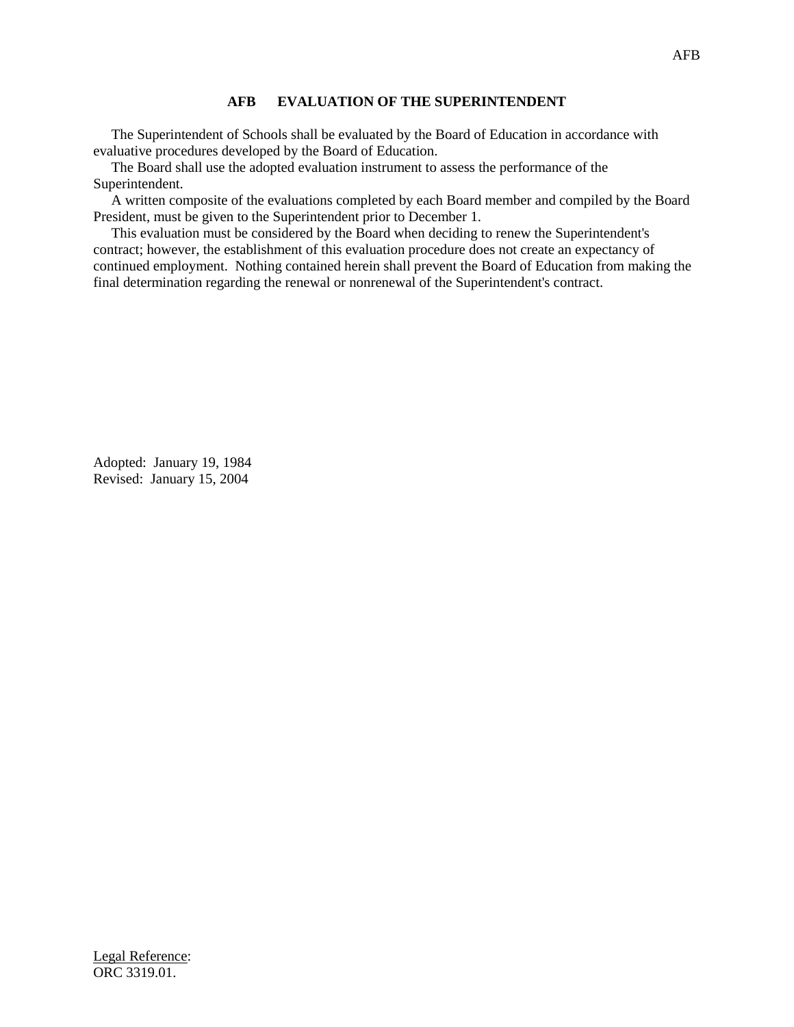## AFB EVALUATION OF THE SUPERINTENDENT

The Superintendent of Schools shall be evaluated by the Board of Education in accordance with evaluative procedures developed by the Board of Education.

The Board shall use the adopted evaluation instrument to assess the performance of the Superintendent.

A written composite of the evaluations completed by each Board member and compiled by the Board President, must be given to the Superintendent prior to December 1.

This evaluation must be considered by the Board when deciding to renew the Superintendent's contract; however, the establishment of this evaluation procedure does not create an expectancy of continued employment. Nothing contained herein shall prevent the Board of Education from making the final determination regarding the renewal or nonrenewal of the Superintendent's contract.

Adopted: January 19, 1984
Revised: January 15, 2004

Legal Reference:
ORC 3319.01.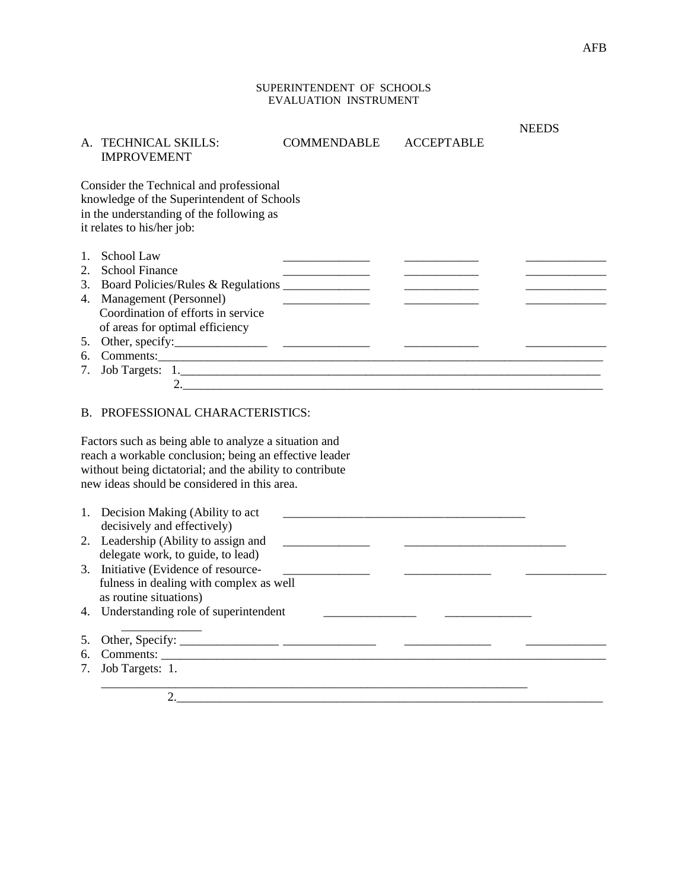AFB

# SUPERINTENDENT OF SCHOOLS EVALUATION INSTRUMENT

| A. TECHNICAL SKILLS: | COMMENDABLE | ACCEPTABLE | NEEDS IMPROVEMENT |
|---|---|---|---|
| Consider the Technical and professional knowledge of the Superintendent of Schools in the understanding of the following as it relates to his/her job: | | | |
| 1. School Law | ______________ | ____________ | _____________ |
| 2. School Finance | ______________ | ____________ | _____________ |
| 3. Board Policies/Rules & Regulations | ______________ | ____________ | _____________ |
| 4. Management (Personnel) Coordination of efforts in service of areas for optimal efficiency | ______________ | ____________ | _____________ |
| 5. Other, specify:_______________ | ______________ | ____________ | _____________ |

6. Comments:_____________________________________________________________________________

7. Job Targets: 1.__________________________________________________________________________

2.__________________________________________________________________________

## B. PROFESSIONAL CHARACTERISTICS:

Factors such as being able to analyze a situation and reach a workable conclusion; being an effective leader without being dictatorial; and the ability to contribute new ideas should be considered in this area.

| | | | |
|---|---|---|---|
| 1. Decision Making (Ability to act decisively and effectively) | _______________________________________ | | |
| 2. Leadership (Ability to assign and delegate work, to guide, to lead) | ______________ | __________________________ | |
| 3. Initiative (Evidence of resourcefulness in dealing with complex as well as routine situations) | ______________ | ______________ | _____________ |
| 4. Understanding role of superintendent | _______________ | ______________ | _____________ |
| 5. Other, Specify: ________________ | _______________ | ______________ | _____________ |

6. Comments: _____________________________________________________________________________

7. Job Targets: 1. _________________________________________________________________________

2.__________________________________________________________________________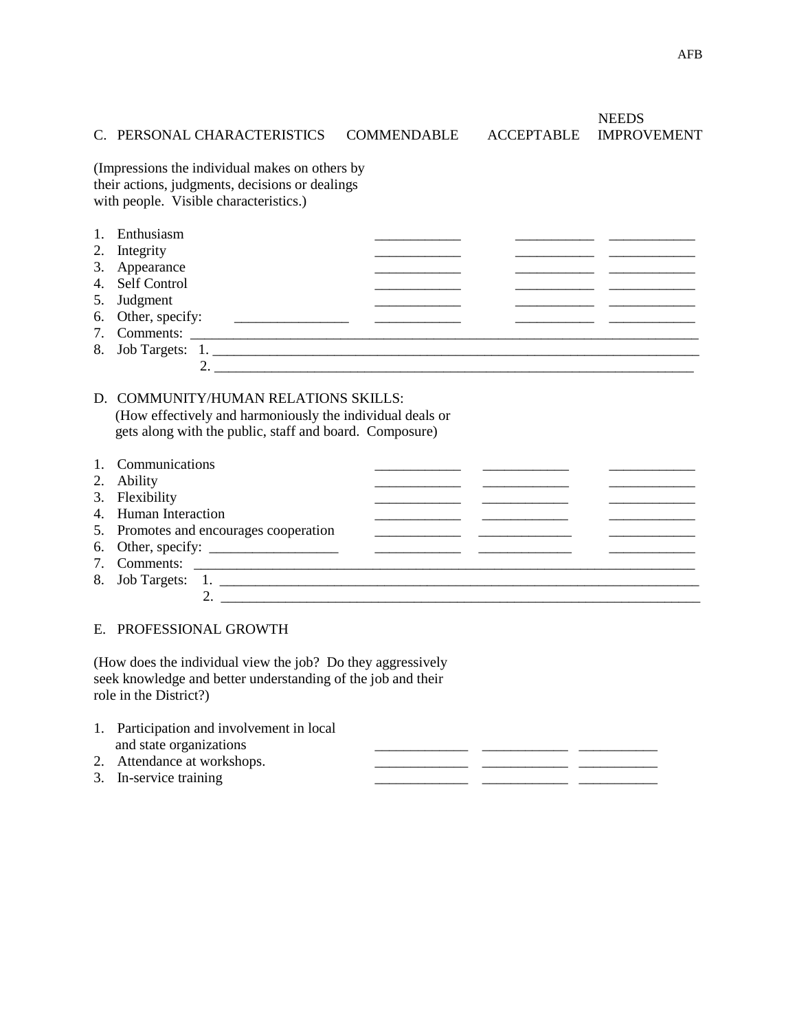| C. PERSONAL CHARACTERISTICS | COMMENDABLE | ACCEPTABLE | NEEDS IMPROVEMENT |
|---|---|---|---|
| (Impressions the individual makes on others by their actions, judgments, decisions or dealings with people. Visible characteristics.) | | | |
| 1. Enthusiasm | ____________ | ___________ | ____________ |
| 2. Integrity | ____________ | ___________ | ____________ |
| 3. Appearance | ____________ | ___________ | ____________ |
| 4. Self Control | ____________ | ___________ | ____________ |
| 5. Judgment | ____________ | ___________ | ____________ |
| 6. Other, specify: ________________ | ____________ | ___________ | ____________ |

7. Comments: ___________________________________________________________________________

8. Job Targets: 1. ________________________________________________________________________

2. ________________________________________________________________________

D. COMMUNITY/HUMAN RELATIONS SKILLS:
(How effectively and harmoniously the individual deals or gets along with the public, staff and board. Composure)

| | | | |
|---|---|---|---|
| 1. Communications | ____________ | ____________ | ____________ |
| 2. Ability | ____________ | ____________ | ____________ |
| 3. Flexibility | ____________ | ____________ | ____________ |
| 4. Human Interaction | ____________ | ____________ | ____________ |
| 5. Promotes and encourages cooperation | ____________ | _____________ | ____________ |
| 6. Other, specify: __________________ | ____________ | _____________ | ____________ |

7. Comments: _________________________________________________________________________

8. Job Targets: 1. _____________________________________________________________________

2. _____________________________________________________________________

E. PROFESSIONAL GROWTH

(How does the individual view the job? Do they aggressively seek knowledge and better understanding of the job and their role in the District?)

| | | | |
|---|---|---|---|
| 1. Participation and involvement in local and state organizations | _____________ | ____________ | ___________ |
| 2. Attendance at workshops. | _____________ | ____________ | ___________ |
| 3. In-service training | _____________ | ____________ | ___________ |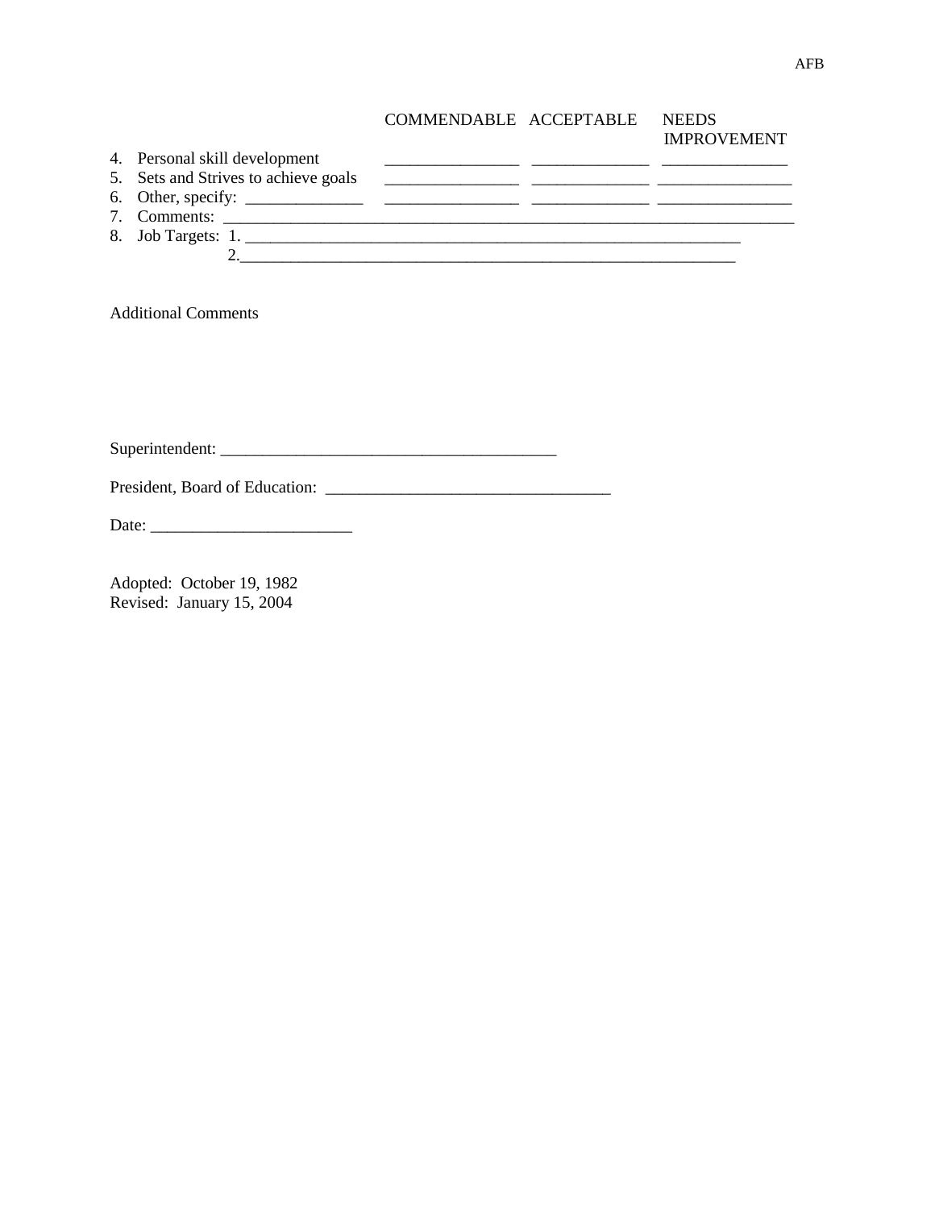| | COMMENDABLE | ACCEPTABLE | NEEDS IMPROVEMENT |
|---|---|---|---|
| 4. Personal skill development | ________________ | ______________ | _______________ |
| 5. Sets and Strives to achieve goals | ________________ | ______________ | ________________ |
| 6. Other, specify: ______________ | ________________ | ______________ | ________________ |

7. Comments: ________________________________________________________________________

8. Job Targets: 1. ______________________________________________________________

2. ______________________________________________________________

Additional Comments

Superintendent: __________________________________________

President, Board of Education: __________________________________

Date: ________________________

Adopted: October 19, 1982
Revised: January 15, 2004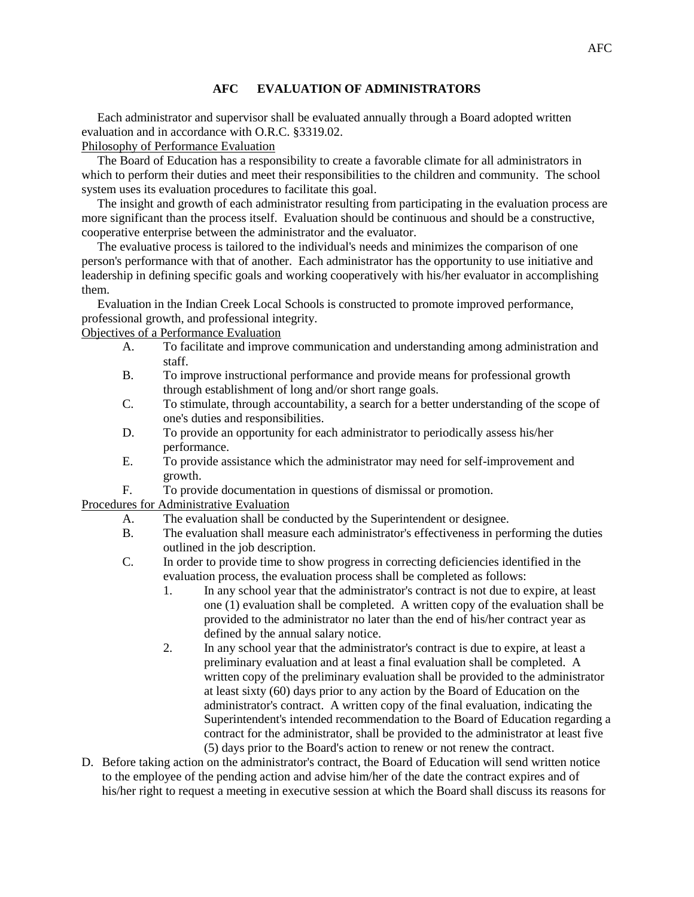## AFC EVALUATION OF ADMINISTRATORS

Each administrator and supervisor shall be evaluated annually through a Board adopted written evaluation and in accordance with O.R.C. §3319.02.

Philosophy of Performance Evaluation

The Board of Education has a responsibility to create a favorable climate for all administrators in which to perform their duties and meet their responsibilities to the children and community. The school system uses its evaluation procedures to facilitate this goal.

The insight and growth of each administrator resulting from participating in the evaluation process are more significant than the process itself. Evaluation should be continuous and should be a constructive, cooperative enterprise between the administrator and the evaluator.

The evaluative process is tailored to the individual's needs and minimizes the comparison of one person's performance with that of another. Each administrator has the opportunity to use initiative and leadership in defining specific goals and working cooperatively with his/her evaluator in accomplishing them.

Evaluation in the Indian Creek Local Schools is constructed to promote improved performance, professional growth, and professional integrity.

Objectives of a Performance Evaluation

A. To facilitate and improve communication and understanding among administration and staff.
B. To improve instructional performance and provide means for professional growth through establishment of long and/or short range goals.
C. To stimulate, through accountability, a search for a better understanding of the scope of one's duties and responsibilities.
D. To provide an opportunity for each administrator to periodically assess his/her performance.
E. To provide assistance which the administrator may need for self-improvement and growth.
F. To provide documentation in questions of dismissal or promotion.

Procedures for Administrative Evaluation

A. The evaluation shall be conducted by the Superintendent or designee.
B. The evaluation shall measure each administrator's effectiveness in performing the duties outlined in the job description.
C. In order to provide time to show progress in correcting deficiencies identified in the evaluation process, the evaluation process shall be completed as follows:
   1. In any school year that the administrator's contract is not due to expire, at least one (1) evaluation shall be completed. A written copy of the evaluation shall be provided to the administrator no later than the end of his/her contract year as defined by the annual salary notice.
   2. In any school year that the administrator's contract is due to expire, at least a preliminary evaluation and at least a final evaluation shall be completed. A written copy of the preliminary evaluation shall be provided to the administrator at least sixty (60) days prior to any action by the Board of Education on the administrator's contract. A written copy of the final evaluation, indicating the Superintendent's intended recommendation to the Board of Education regarding a contract for the administrator, shall be provided to the administrator at least five (5) days prior to the Board's action to renew or not renew the contract.

D. Before taking action on the administrator's contract, the Board of Education will send written notice to the employee of the pending action and advise him/her of the date the contract expires and of his/her right to request a meeting in executive session at which the Board shall discuss its reasons for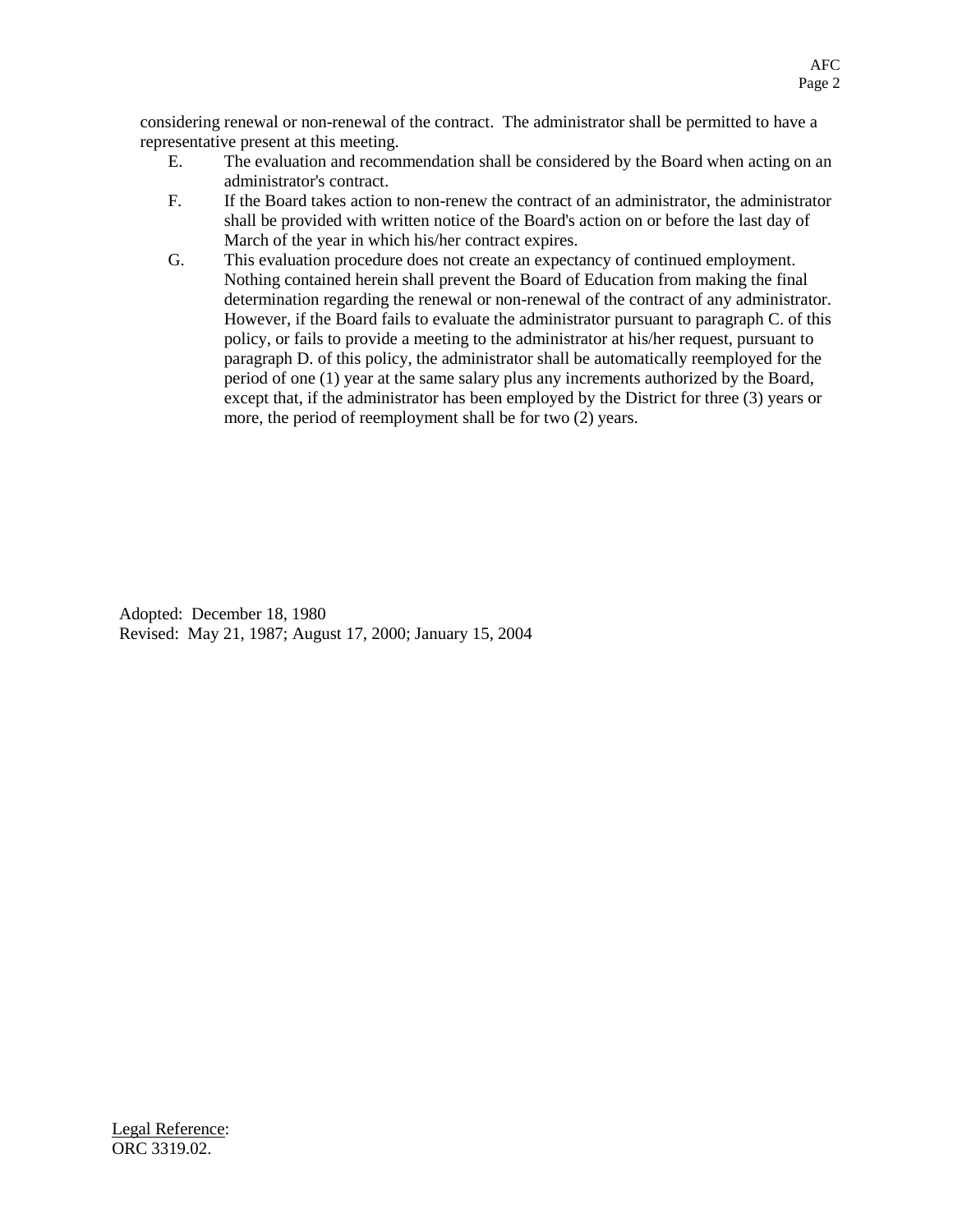considering renewal or non-renewal of the contract. The administrator shall be permitted to have a representative present at this meeting.

E. The evaluation and recommendation shall be considered by the Board when acting on an administrator's contract.

F. If the Board takes action to non-renew the contract of an administrator, the administrator shall be provided with written notice of the Board's action on or before the last day of March of the year in which his/her contract expires.

G. This evaluation procedure does not create an expectancy of continued employment. Nothing contained herein shall prevent the Board of Education from making the final determination regarding the renewal or non-renewal of the contract of any administrator. However, if the Board fails to evaluate the administrator pursuant to paragraph C. of this policy, or fails to provide a meeting to the administrator at his/her request, pursuant to paragraph D. of this policy, the administrator shall be automatically reemployed for the period of one (1) year at the same salary plus any increments authorized by the Board, except that, if the administrator has been employed by the District for three (3) years or more, the period of reemployment shall be for two (2) years.

Adopted: December 18, 1980
Revised: May 21, 1987; August 17, 2000; January 15, 2004

Legal Reference:
ORC 3319.02.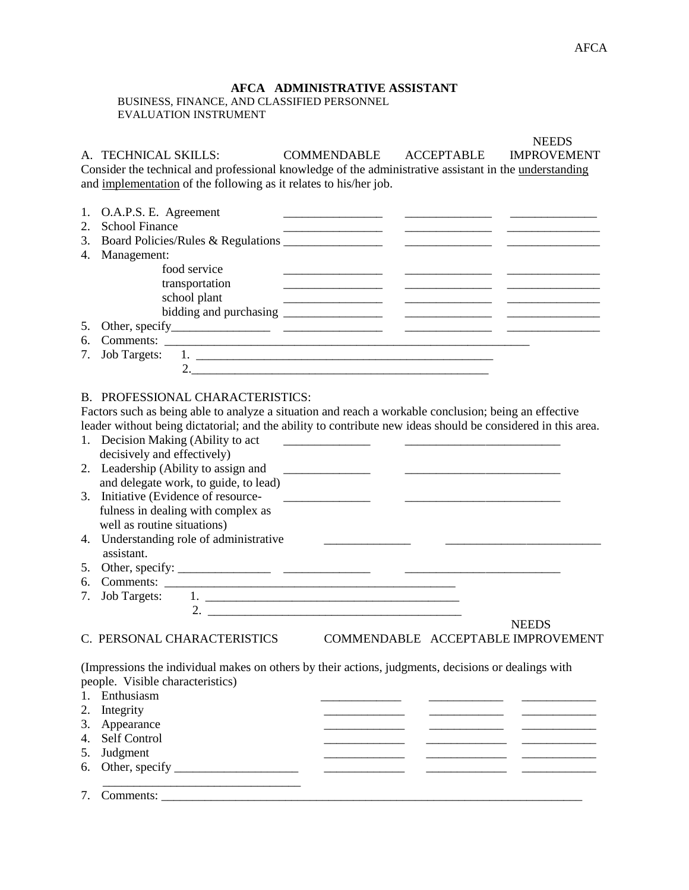## AFCA ADMINISTRATIVE ASSISTANT

BUSINESS, FINANCE, AND CLASSIFIED PERSONNEL
EVALUATION INSTRUMENT

| A. TECHNICAL SKILLS: | COMMENDABLE | ACCEPTABLE | NEEDS IMPROVEMENT |
|---|---|---|---|

Consider the technical and professional knowledge of the administrative assistant in the understanding and implementation of the following as it relates to his/her job.

| | COMMENDABLE | ACCEPTABLE | NEEDS IMPROVEMENT |
|---|---|---|---|
| 1. O.A.P.S. E. Agreement | ________________ | ______________ | ______________ |
| 2. School Finance | ________________ | ______________ | _______________ |
| 3. Board Policies/Rules & Regulations | ________________ | ______________ | _______________ |
| 4. Management: | | | |
| food service | ________________ | ______________ | _______________ |
| transportation | ________________ | ______________ | _______________ |
| school plant | ________________ | ______________ | _______________ |
| bidding and purchasing | ________________ | ______________ | _______________ |
| 5. Other, specify________________ | ________________ | ______________ | _______________ |

6. Comments: ______________________________________________________________

7. Job Targets: 1. ___________________________________________________

2.___________________________________________________

B. PROFESSIONAL CHARACTERISTICS:

Factors such as being able to analyze a situation and reach a workable conclusion; being an effective leader without being dictatorial; and the ability to contribute new ideas should be considered in this area.

| | | |
|---|---|---|
| 1. Decision Making (Ability to act decisively and effectively) | ______________ | _________________________ |
| 2. Leadership (Ability to assign and and delegate work, to guide, to lead) | ______________ | _________________________ |
| 3. Initiative (Evidence of resourcefulness in dealing with complex as well as routine situations) | ______________ | _________________________ |
| 4. Understanding role of administrative assistant. | ______________ | _________________________ |
| 5. Other, specify: _______________ | ______________ | _________________________ |

6. Comments: ________________________________________________

7. Job Targets: 1. __________________________________________

2. __________________________________________

| C. PERSONAL CHARACTERISTICS | COMMENDABLE | ACCEPTABLE | NEEDS IMPROVEMENT |
|---|---|---|---|

(Impressions the individual makes on others by their actions, judgments, decisions or dealings with people. Visible characteristics)

| | COMMENDABLE | ACCEPTABLE | NEEDS IMPROVEMENT |
|---|---|---|---|
| 1. Enthusiasm | _____________ | ____________ | ____________ |
| 2. Integrity | _____________ | ____________ | ____________ |
| 3. Appearance | _____________ | ____________ | ____________ |
| 4. Self Control | _____________ | _____________ | ____________ |
| 5. Judgment | _____________ | _____________ | ____________ |
| 6. Other, specify ____________________ ________________________________ | _____________ | _____________ | ____________ |

7. Comments: ________________________________________________________________________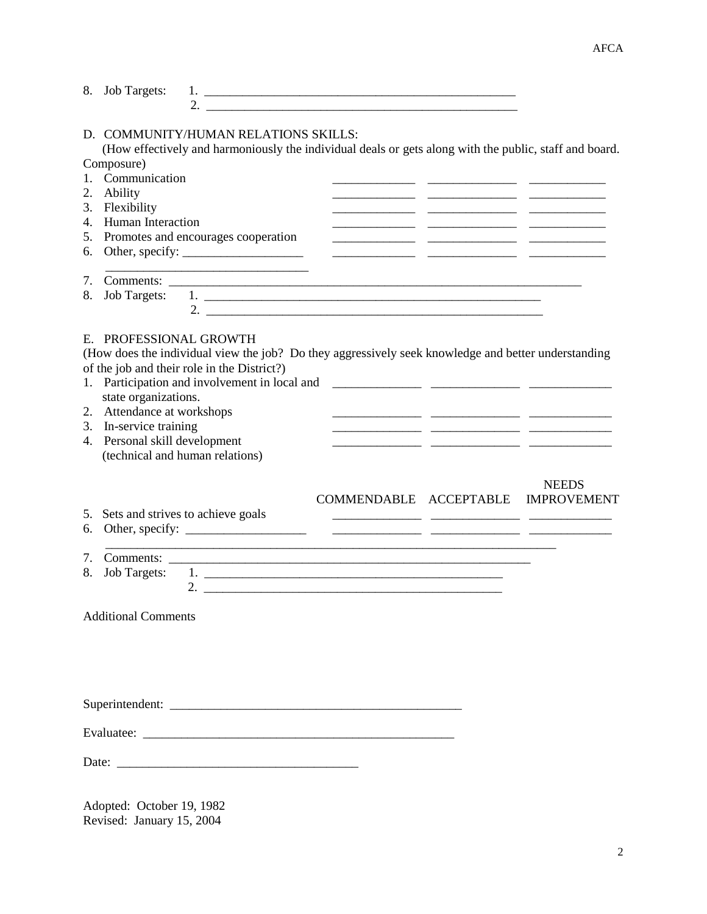8. Job Targets: 1. ______________________________________________
   2. ______________________________________________

D. COMMUNITY/HUMAN RELATIONS SKILLS:
(How effectively and harmoniously the individual deals or gets along with the public, staff and board. Composure)

| | | | |
|---|---|---|---|
| 1. Communication | _____________ | _____________ | _____________ |
| 2. Ability | _____________ | _____________ | _____________ |
| 3. Flexibility | _____________ | _____________ | _____________ |
| 4. Human Interaction | _____________ | _____________ | _____________ |
| 5. Promotes and encourages cooperation | _____________ | _____________ | _____________ |
| 6. Other, specify: ___________________ ______________________________ | _____________ | _____________ | _____________ |

7. Comments: ______________________________________________________________
8. Job Targets: 1. ______________________________________________
   2. ______________________________________________

E. PROFESSIONAL GROWTH
(How does the individual view the job? Do they aggressively seek knowledge and better understanding of the job and their role in the District?)

| | COMMENDABLE | ACCEPTABLE | NEEDS IMPROVEMENT |
|---|---|---|---|
| 1. Participation and involvement in local and state organizations. | _____________ | _____________ | _____________ |
| 2. Attendance at workshops | _____________ | _____________ | _____________ |
| 3. In-service training | _____________ | _____________ | _____________ |
| 4. Personal skill development (technical and human relations) | _____________ | _____________ | _____________ |
| 5. Sets and strives to achieve goals | _____________ | _____________ | _____________ |
| 6. Other, specify: ___________________ | _____________ | _____________ | _____________ |

______________________________________________________________________

7. Comments: ______________________________________________________________
8. Job Targets: 1. ______________________________________________
   2. ______________________________________________

Additional Comments

Superintendent: ______________________________________________

Evaluatee: ______________________________________________

Date: ____________________________________

Adopted: October 19, 1982
Revised: January 15, 2004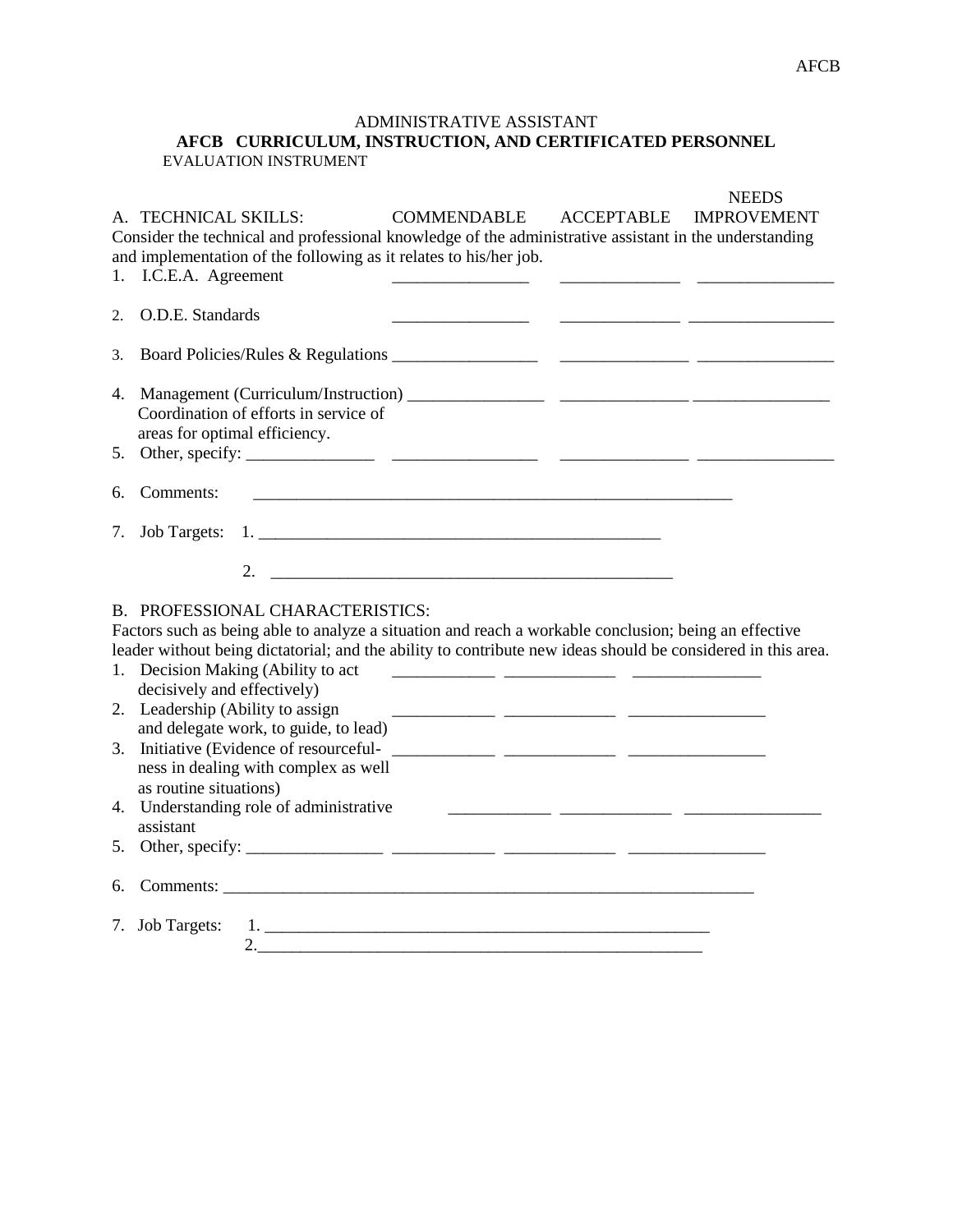ADMINISTRATIVE ASSISTANT

**AFCB CURRICULUM, INSTRUCTION, AND CERTIFICATED PERSONNEL**

EVALUATION INSTRUMENT

| A. TECHNICAL SKILLS: | COMMENDABLE | ACCEPTABLE | NEEDS IMPROVEMENT |
|---|---|---|---|
| Consider the technical and professional knowledge of the administrative assistant in the understanding and implementation of the following as it relates to his/her job. | | | |
| 1. I.C.E.A. Agreement | ________________ | ______________ | ________________ |
| 2. O.D.E. Standards | ________________ | ______________ | _________________ |
| 3. Board Policies/Rules & Regulations | _________________ | _______________ | ________________ |
| 4. Management (Curriculum/Instruction) Coordination of efforts in service of areas for optimal efficiency. | ________________ | _______________ | ________________ |
| 5. Other, specify: _______________ | _________________ | _______________ | ________________ |

6. Comments: ___________________________________________________________

7. Job Targets: 1. _________________________________________________

2. _________________________________________________

| B. PROFESSIONAL CHARACTERISTICS: | | | |
|---|---|---|---|
| Factors such as being able to analyze a situation and reach a workable conclusion; being an effective leader without being dictatorial; and the ability to contribute new ideas should be considered in this area. | | | |
| 1. Decision Making (Ability to act decisively and effectively) | ____________ | _____________ | _______________ |
| 2. Leadership (Ability to assign and delegate work, to guide, to lead) | ____________ | _____________ | ________________ |
| 3. Initiative (Evidence of resourcefulness in dealing with complex as well as routine situations) | ____________ | _____________ | ________________ |
| 4. Understanding role of administrative assistant | ____________ | _____________ | ________________ |
| 5. Other, specify: ________________ | ____________ | _____________ | ________________ |

6. Comments: _________________________________________________________________

7. Job Targets: 1. ______________________________________________________

2. ______________________________________________________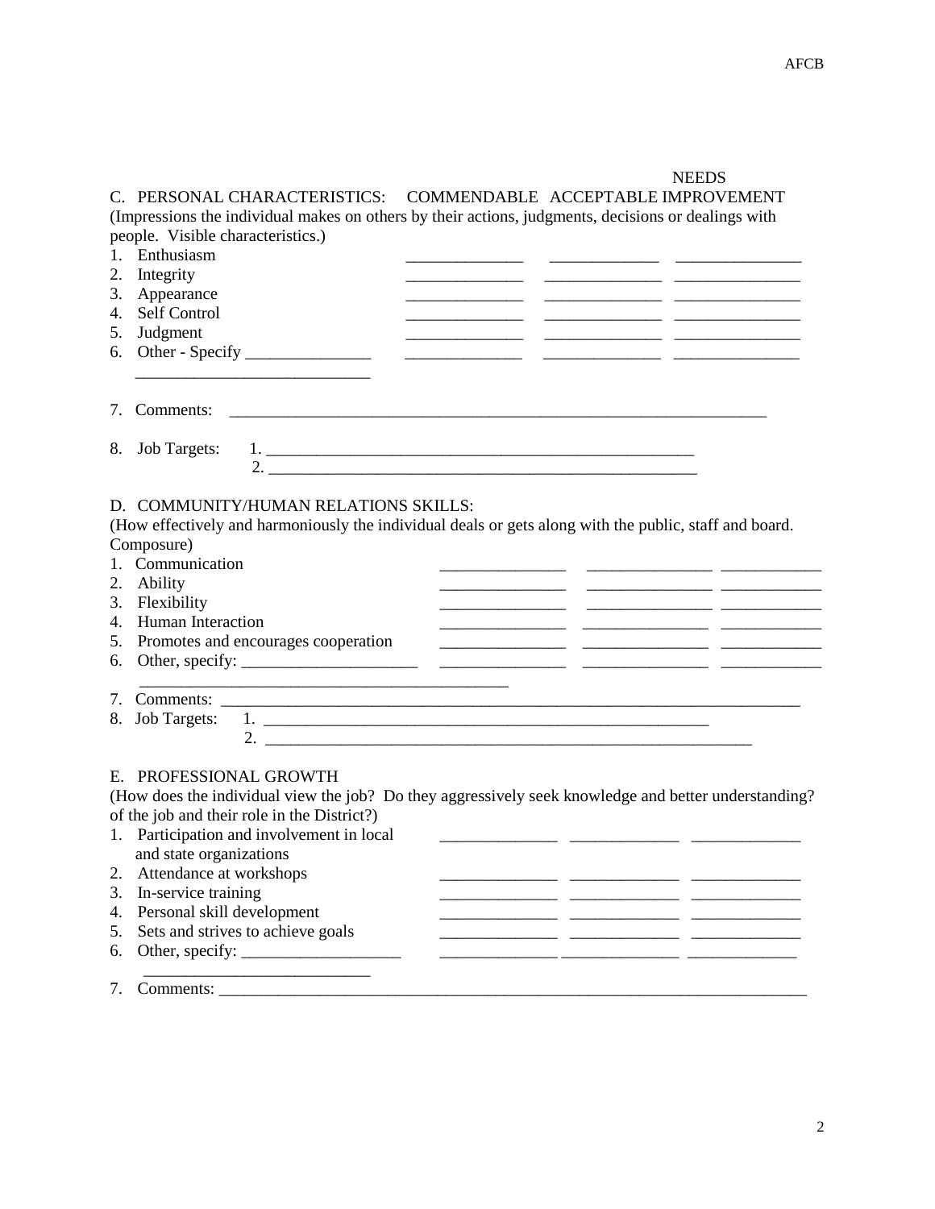## C. PERSONAL CHARACTERISTICS:

(Impressions the individual makes on others by their actions, judgments, decisions or dealings with people. Visible characteristics.)

| | COMMENDABLE | ACCEPTABLE | NEEDS IMPROVEMENT |
|---|---|---|---|
| 1. Enthusiasm | _____________ | _____________ | _______________ |
| 2. Integrity | _____________ | _____________ | _______________ |
| 3. Appearance | _____________ | _____________ | _______________ |
| 4. Self Control | _____________ | _____________ | _______________ |
| 5. Judgment | _____________ | _____________ | _______________ |
| 6. Other - Specify _______________ ____________________________ | _____________ | _____________ | _______________ |

7. Comments: ___________________________________________________________________

8. Job Targets:
   1. ______________________________________________________
   2. ______________________________________________________

## D. COMMUNITY/HUMAN RELATIONS SKILLS:

(How effectively and harmoniously the individual deals or gets along with the public, staff and board. Composure)

| | | | |
|---|---|---|---|
| 1. Communication | _______________ | _______________ | ____________ |
| 2. Ability | _______________ | _______________ | ____________ |
| 3. Flexibility | _______________ | _______________ | ____________ |
| 4. Human Interaction | _______________ | _______________ | ____________ |
| 5. Promotes and encourages cooperation | _______________ | _______________ | ____________ |
| 6. Other, specify: _____________________ ____________________________________________ | _______________ | _______________ | ____________ |

7. Comments: _________________________________________________________________________

8. Job Targets:
   1. _________________________________________________________
   2. _____________________________________________________________

## E. PROFESSIONAL GROWTH

(How does the individual view the job? Do they aggressively seek knowledge and better understanding? of the job and their role in the District?)

| | | | |
|---|---|---|---|
| 1. Participation and involvement in local and state organizations | ______________ | _____________ | _____________ |
| 2. Attendance at workshops | ______________ | _____________ | _____________ |
| 3. In-service training | ______________ | _____________ | _____________ |
| 4. Personal skill development | ______________ | _____________ | _____________ |
| 5. Sets and strives to achieve goals | ______________ | _____________ | _____________ |
| 6. Other, specify: ___________________ ___________________________ | ______________ | _____________ | _____________ |

7. Comments: ___________________________________________________________________________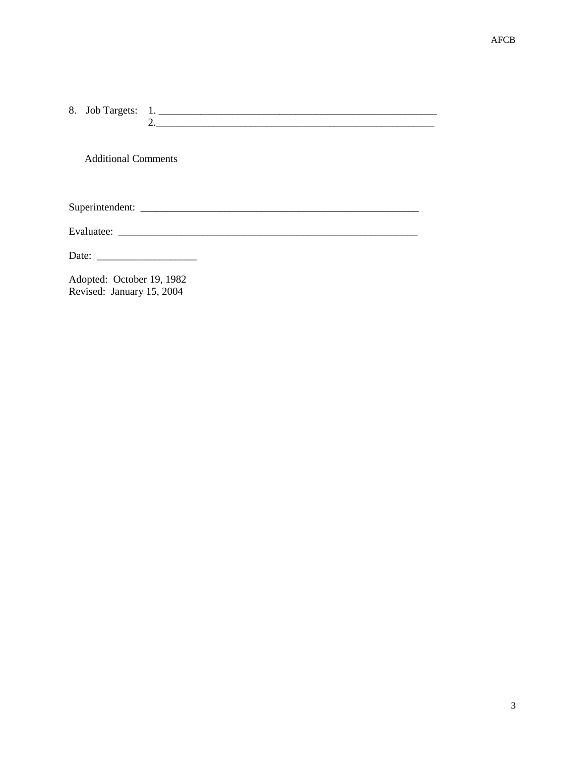8. Job Targets: 1. ______________________________________________________
   2.______________________________________________________

Additional Comments

Superintendent: ______________________________________________________

Evaluatee: __________________________________________________________

Date: ___________________

Adopted: October 19, 1982
Revised: January 15, 2004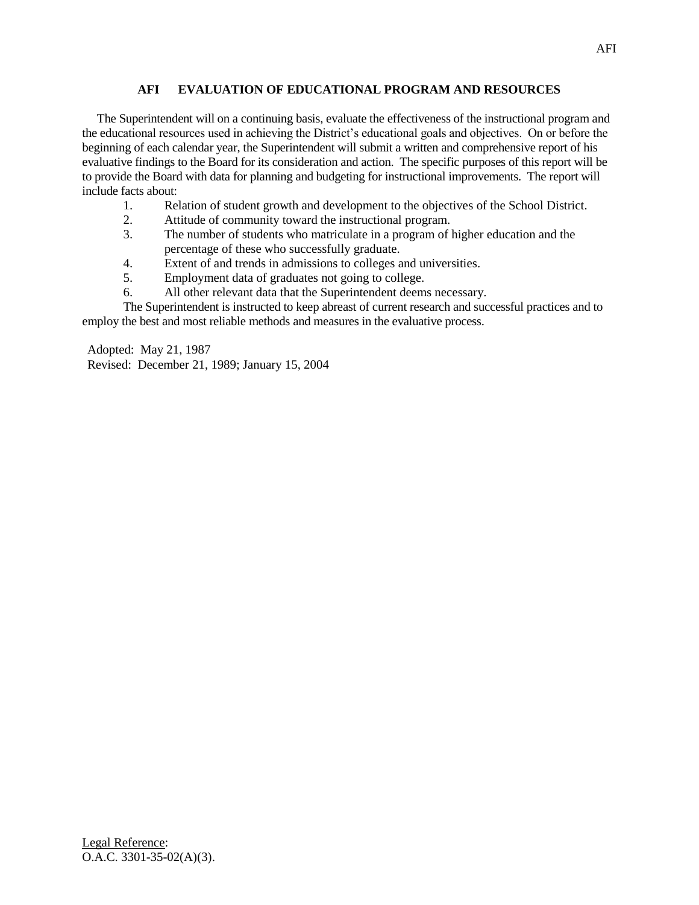## AFI EVALUATION OF EDUCATIONAL PROGRAM AND RESOURCES

The Superintendent will on a continuing basis, evaluate the effectiveness of the instructional program and the educational resources used in achieving the District's educational goals and objectives. On or before the beginning of each calendar year, the Superintendent will submit a written and comprehensive report of his evaluative findings to the Board for its consideration and action. The specific purposes of this report will be to provide the Board with data for planning and budgeting for instructional improvements. The report will include facts about:

1. Relation of student growth and development to the objectives of the School District.
2. Attitude of community toward the instructional program.
3. The number of students who matriculate in a program of higher education and the percentage of these who successfully graduate.
4. Extent of and trends in admissions to colleges and universities.
5. Employment data of graduates not going to college.
6. All other relevant data that the Superintendent deems necessary.

The Superintendent is instructed to keep abreast of current research and successful practices and to employ the best and most reliable methods and measures in the evaluative process.

Adopted: May 21, 1987
Revised: December 21, 1989; January 15, 2004

Legal Reference:
O.A.C. 3301-35-02(A)(3).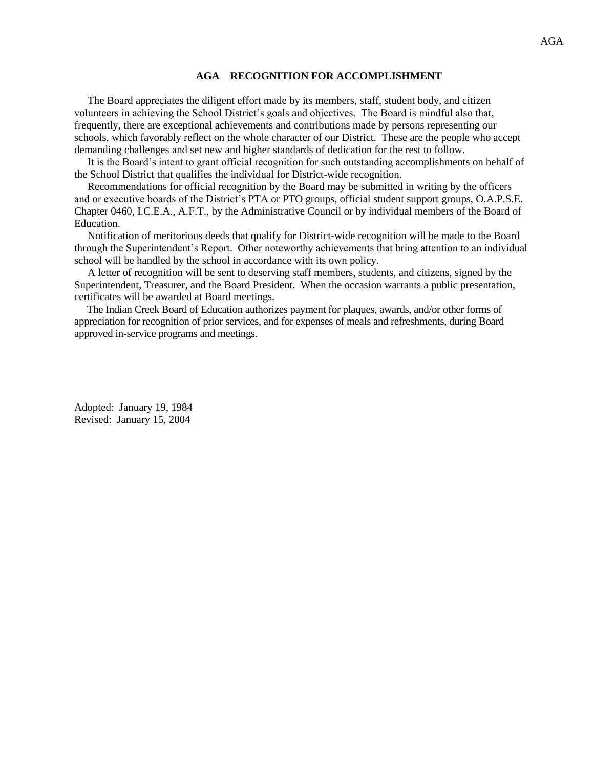# AGA RECOGNITION FOR ACCOMPLISHMENT

The Board appreciates the diligent effort made by its members, staff, student body, and citizen volunteers in achieving the School District's goals and objectives. The Board is mindful also that, frequently, there are exceptional achievements and contributions made by persons representing our schools, which favorably reflect on the whole character of our District. These are the people who accept demanding challenges and set new and higher standards of dedication for the rest to follow.

It is the Board's intent to grant official recognition for such outstanding accomplishments on behalf of the School District that qualifies the individual for District-wide recognition.

Recommendations for official recognition by the Board may be submitted in writing by the officers and or executive boards of the District's PTA or PTO groups, official student support groups, O.A.P.S.E. Chapter 0460, I.C.E.A., A.F.T., by the Administrative Council or by individual members of the Board of Education.

Notification of meritorious deeds that qualify for District-wide recognition will be made to the Board through the Superintendent's Report. Other noteworthy achievements that bring attention to an individual school will be handled by the school in accordance with its own policy.

A letter of recognition will be sent to deserving staff members, students, and citizens, signed by the Superintendent, Treasurer, and the Board President. When the occasion warrants a public presentation, certificates will be awarded at Board meetings.

The Indian Creek Board of Education authorizes payment for plaques, awards, and/or other forms of appreciation for recognition of prior services, and for expenses of meals and refreshments, during Board approved in-service programs and meetings.

Adopted: January 19, 1984
Revised: January 15, 2004